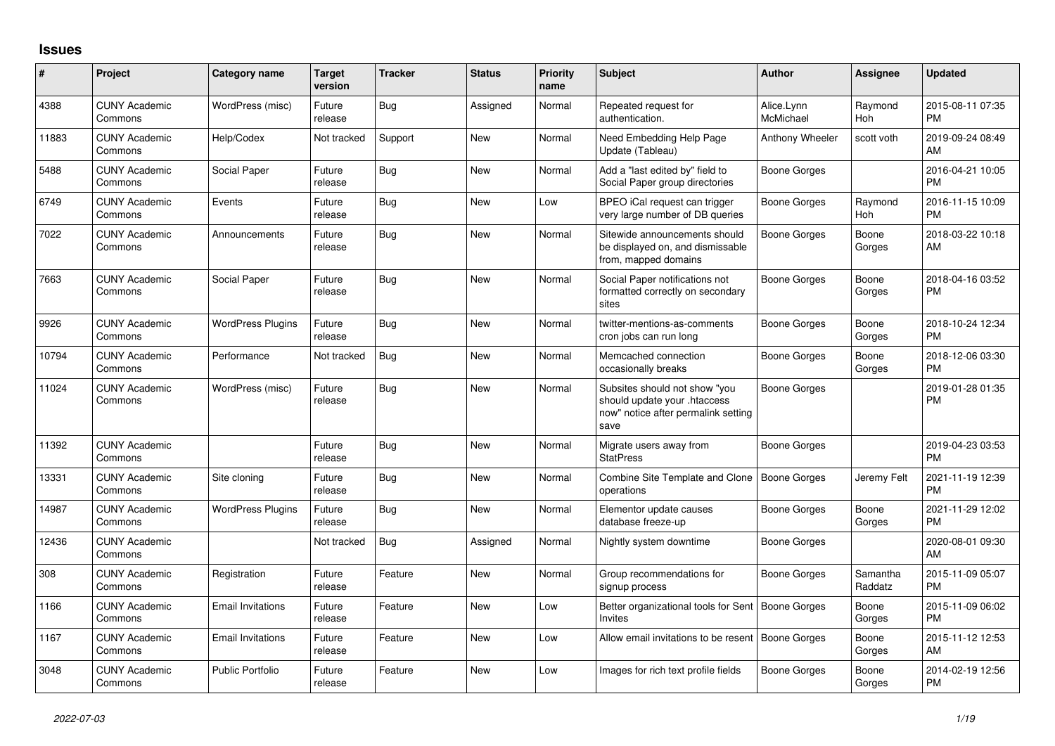# Issues

| # | Project | Category name | Target version | Tracker | Status | Priority name | Subject | Author | Assignee | Updated |
|---|---|---|---|---|---|---|---|---|---|---|
| 4388 | CUNY Academic Commons | WordPress (misc) | Future release | Bug | Assigned | Normal | Repeated request for authentication. | Alice.Lynn McMichael | Raymond Hoh | 2015-08-11 07:35 PM |
| 11883 | CUNY Academic Commons | Help/Codex | Not tracked | Support | New | Normal | Need Embedding Help Page Update (Tableau) | Anthony Wheeler | scott voth | 2019-09-24 08:49 AM |
| 5488 | CUNY Academic Commons | Social Paper | Future release | Bug | New | Normal | Add a "last edited by" field to Social Paper group directories | Boone Gorges | | 2016-04-21 10:05 PM |
| 6749 | CUNY Academic Commons | Events | Future release | Bug | New | Low | BPEO iCal request can trigger very large number of DB queries | Boone Gorges | Raymond Hoh | 2016-11-15 10:09 PM |
| 7022 | CUNY Academic Commons | Announcements | Future release | Bug | New | Normal | Sitewide announcements should be displayed on, and dismissable from, mapped domains | Boone Gorges | Boone Gorges | 2018-03-22 10:18 AM |
| 7663 | CUNY Academic Commons | Social Paper | Future release | Bug | New | Normal | Social Paper notifications not formatted correctly on secondary sites | Boone Gorges | Boone Gorges | 2018-04-16 03:52 PM |
| 9926 | CUNY Academic Commons | WordPress Plugins | Future release | Bug | New | Normal | twitter-mentions-as-comments cron jobs can run long | Boone Gorges | Boone Gorges | 2018-10-24 12:34 PM |
| 10794 | CUNY Academic Commons | Performance | Not tracked | Bug | New | Normal | Memcached connection occasionally breaks | Boone Gorges | Boone Gorges | 2018-12-06 03:30 PM |
| 11024 | CUNY Academic Commons | WordPress (misc) | Future release | Bug | New | Normal | Subsites should not show "you should update your .htaccess now" notice after permalink setting save | Boone Gorges | | 2019-01-28 01:35 PM |
| 11392 | CUNY Academic Commons | | Future release | Bug | New | Normal | Migrate users away from StatPress | Boone Gorges | | 2019-04-23 03:53 PM |
| 13331 | CUNY Academic Commons | Site cloning | Future release | Bug | New | Normal | Combine Site Template and Clone operations | Boone Gorges | Jeremy Felt | 2021-11-19 12:39 PM |
| 14987 | CUNY Academic Commons | WordPress Plugins | Future release | Bug | New | Normal | Elementor update causes database freeze-up | Boone Gorges | Boone Gorges | 2021-11-29 12:02 PM |
| 12436 | CUNY Academic Commons | | Not tracked | Bug | Assigned | Normal | Nightly system downtime | Boone Gorges | | 2020-08-01 09:30 AM |
| 308 | CUNY Academic Commons | Registration | Future release | Feature | New | Normal | Group recommendations for signup process | Boone Gorges | Samantha Raddatz | 2015-11-09 05:07 PM |
| 1166 | CUNY Academic Commons | Email Invitations | Future release | Feature | New | Low | Better organizational tools for Sent Invites | Boone Gorges | Boone Gorges | 2015-11-09 06:02 PM |
| 1167 | CUNY Academic Commons | Email Invitations | Future release | Feature | New | Low | Allow email invitations to be resent | Boone Gorges | Boone Gorges | 2015-11-12 12:53 AM |
| 3048 | CUNY Academic Commons | Public Portfolio | Future release | Feature | New | Low | Images for rich text profile fields | Boone Gorges | Boone Gorges | 2014-02-19 12:56 PM |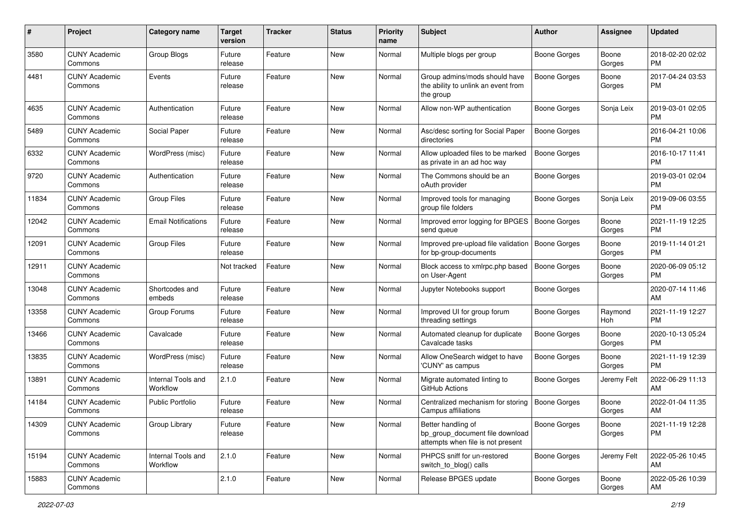| # | Project | Category name | Target version | Tracker | Status | Priority name | Subject | Author | Assignee | Updated |
|---|---|---|---|---|---|---|---|---|---|---|
| 3580 | CUNY Academic Commons | Group Blogs | Future release | Feature | New | Normal | Multiple blogs per group | Boone Gorges | Boone Gorges | 2018-02-20 02:02 PM |
| 4481 | CUNY Academic Commons | Events | Future release | Feature | New | Normal | Group admins/mods should have the ability to unlink an event from the group | Boone Gorges | Boone Gorges | 2017-04-24 03:53 PM |
| 4635 | CUNY Academic Commons | Authentication | Future release | Feature | New | Normal | Allow non-WP authentication | Boone Gorges | Sonja Leix | 2019-03-01 02:05 PM |
| 5489 | CUNY Academic Commons | Social Paper | Future release | Feature | New | Normal | Asc/desc sorting for Social Paper directories | Boone Gorges | | 2016-04-21 10:06 PM |
| 6332 | CUNY Academic Commons | WordPress (misc) | Future release | Feature | New | Normal | Allow uploaded files to be marked as private in an ad hoc way | Boone Gorges | | 2016-10-17 11:41 PM |
| 9720 | CUNY Academic Commons | Authentication | Future release | Feature | New | Normal | The Commons should be an oAuth provider | Boone Gorges | | 2019-03-01 02:04 PM |
| 11834 | CUNY Academic Commons | Group Files | Future release | Feature | New | Normal | Improved tools for managing group file folders | Boone Gorges | Sonja Leix | 2019-09-06 03:55 PM |
| 12042 | CUNY Academic Commons | Email Notifications | Future release | Feature | New | Normal | Improved error logging for BPGES send queue | Boone Gorges | Boone Gorges | 2021-11-19 12:25 PM |
| 12091 | CUNY Academic Commons | Group Files | Future release | Feature | New | Normal | Improved pre-upload file validation for bp-group-documents | Boone Gorges | Boone Gorges | 2019-11-14 01:21 PM |
| 12911 | CUNY Academic Commons | | Not tracked | Feature | New | Normal | Block access to xmlrpc.php based on User-Agent | Boone Gorges | Boone Gorges | 2020-06-09 05:12 PM |
| 13048 | CUNY Academic Commons | Shortcodes and embeds | Future release | Feature | New | Normal | Jupyter Notebooks support | Boone Gorges | | 2020-07-14 11:46 AM |
| 13358 | CUNY Academic Commons | Group Forums | Future release | Feature | New | Normal | Improved UI for group forum threading settings | Boone Gorges | Raymond Hoh | 2021-11-19 12:27 PM |
| 13466 | CUNY Academic Commons | Cavalcade | Future release | Feature | New | Normal | Automated cleanup for duplicate Cavalcade tasks | Boone Gorges | Boone Gorges | 2020-10-13 05:24 PM |
| 13835 | CUNY Academic Commons | WordPress (misc) | Future release | Feature | New | Normal | Allow OneSearch widget to have 'CUNY' as campus | Boone Gorges | Boone Gorges | 2021-11-19 12:39 PM |
| 13891 | CUNY Academic Commons | Internal Tools and Workflow | 2.1.0 | Feature | New | Normal | Migrate automated linting to GitHub Actions | Boone Gorges | Jeremy Felt | 2022-06-29 11:13 AM |
| 14184 | CUNY Academic Commons | Public Portfolio | Future release | Feature | New | Normal | Centralized mechanism for storing Campus affiliations | Boone Gorges | Boone Gorges | 2022-01-04 11:35 AM |
| 14309 | CUNY Academic Commons | Group Library | Future release | Feature | New | Normal | Better handling of bp_group_document file download attempts when file is not present | Boone Gorges | Boone Gorges | 2021-11-19 12:28 PM |
| 15194 | CUNY Academic Commons | Internal Tools and Workflow | 2.1.0 | Feature | New | Normal | PHPCS sniff for un-restored switch_to_blog() calls | Boone Gorges | Jeremy Felt | 2022-05-26 10:45 AM |
| 15883 | CUNY Academic Commons | | 2.1.0 | Feature | New | Normal | Release BPGES update | Boone Gorges | Boone Gorges | 2022-05-26 10:39 AM |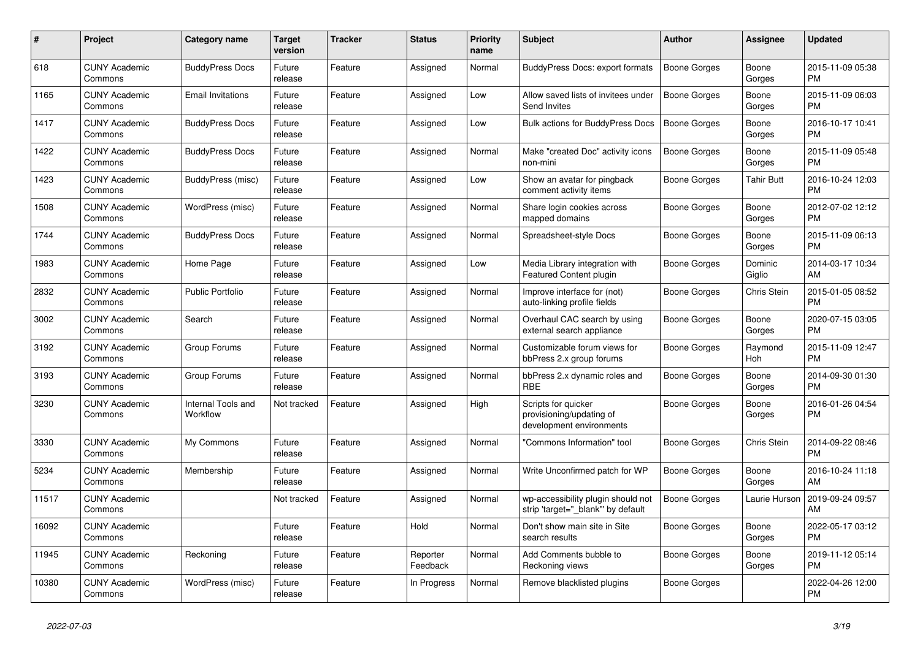| # | Project | Category name | Target version | Tracker | Status | Priority name | Subject | Author | Assignee | Updated |
|---|---|---|---|---|---|---|---|---|---|---|
| 618 | CUNY Academic Commons | BuddyPress Docs | Future release | Feature | Assigned | Normal | BuddyPress Docs: export formats | Boone Gorges | Boone Gorges | 2015-11-09 05:38 PM |
| 1165 | CUNY Academic Commons | Email Invitations | Future release | Feature | Assigned | Low | Allow saved lists of invitees under Send Invites | Boone Gorges | Boone Gorges | 2015-11-09 06:03 PM |
| 1417 | CUNY Academic Commons | BuddyPress Docs | Future release | Feature | Assigned | Low | Bulk actions for BuddyPress Docs | Boone Gorges | Boone Gorges | 2016-10-17 10:41 PM |
| 1422 | CUNY Academic Commons | BuddyPress Docs | Future release | Feature | Assigned | Normal | Make "created Doc" activity icons non-mini | Boone Gorges | Boone Gorges | 2015-11-09 05:48 PM |
| 1423 | CUNY Academic Commons | BuddyPress (misc) | Future release | Feature | Assigned | Low | Show an avatar for pingback comment activity items | Boone Gorges | Tahir Butt | 2016-10-24 12:03 PM |
| 1508 | CUNY Academic Commons | WordPress (misc) | Future release | Feature | Assigned | Normal | Share login cookies across mapped domains | Boone Gorges | Boone Gorges | 2012-07-02 12:12 PM |
| 1744 | CUNY Academic Commons | BuddyPress Docs | Future release | Feature | Assigned | Normal | Spreadsheet-style Docs | Boone Gorges | Boone Gorges | 2015-11-09 06:13 PM |
| 1983 | CUNY Academic Commons | Home Page | Future release | Feature | Assigned | Low | Media Library integration with Featured Content plugin | Boone Gorges | Dominic Giglio | 2014-03-17 10:34 AM |
| 2832 | CUNY Academic Commons | Public Portfolio | Future release | Feature | Assigned | Normal | Improve interface for (not) auto-linking profile fields | Boone Gorges | Chris Stein | 2015-01-05 08:52 PM |
| 3002 | CUNY Academic Commons | Search | Future release | Feature | Assigned | Normal | Overhaul CAC search by using external search appliance | Boone Gorges | Boone Gorges | 2020-07-15 03:05 PM |
| 3192 | CUNY Academic Commons | Group Forums | Future release | Feature | Assigned | Normal | Customizable forum views for bbPress 2.x group forums | Boone Gorges | Raymond Hoh | 2015-11-09 12:47 PM |
| 3193 | CUNY Academic Commons | Group Forums | Future release | Feature | Assigned | Normal | bbPress 2.x dynamic roles and RBE | Boone Gorges | Boone Gorges | 2014-09-30 01:30 PM |
| 3230 | CUNY Academic Commons | Internal Tools and Workflow | Not tracked | Feature | Assigned | High | Scripts for quicker provisioning/updating of development environments | Boone Gorges | Boone Gorges | 2016-01-26 04:54 PM |
| 3330 | CUNY Academic Commons | My Commons | Future release | Feature | Assigned | Normal | "Commons Information" tool | Boone Gorges | Chris Stein | 2014-09-22 08:46 PM |
| 5234 | CUNY Academic Commons | Membership | Future release | Feature | Assigned | Normal | Write Unconfirmed patch for WP | Boone Gorges | Boone Gorges | 2016-10-24 11:18 AM |
| 11517 | CUNY Academic Commons | | Not tracked | Feature | Assigned | Normal | wp-accessibility plugin should not strip 'target="_blank"' by default | Boone Gorges | Laurie Hurson | 2019-09-24 09:57 AM |
| 16092 | CUNY Academic Commons | | Future release | Feature | Hold | Normal | Don't show main site in Site search results | Boone Gorges | Boone Gorges | 2022-05-17 03:12 PM |
| 11945 | CUNY Academic Commons | Reckoning | Future release | Feature | Reporter Feedback | Normal | Add Comments bubble to Reckoning views | Boone Gorges | Boone Gorges | 2019-11-12 05:14 PM |
| 10380 | CUNY Academic Commons | WordPress (misc) | Future release | Feature | In Progress | Normal | Remove blacklisted plugins | Boone Gorges | | 2022-04-26 12:00 PM |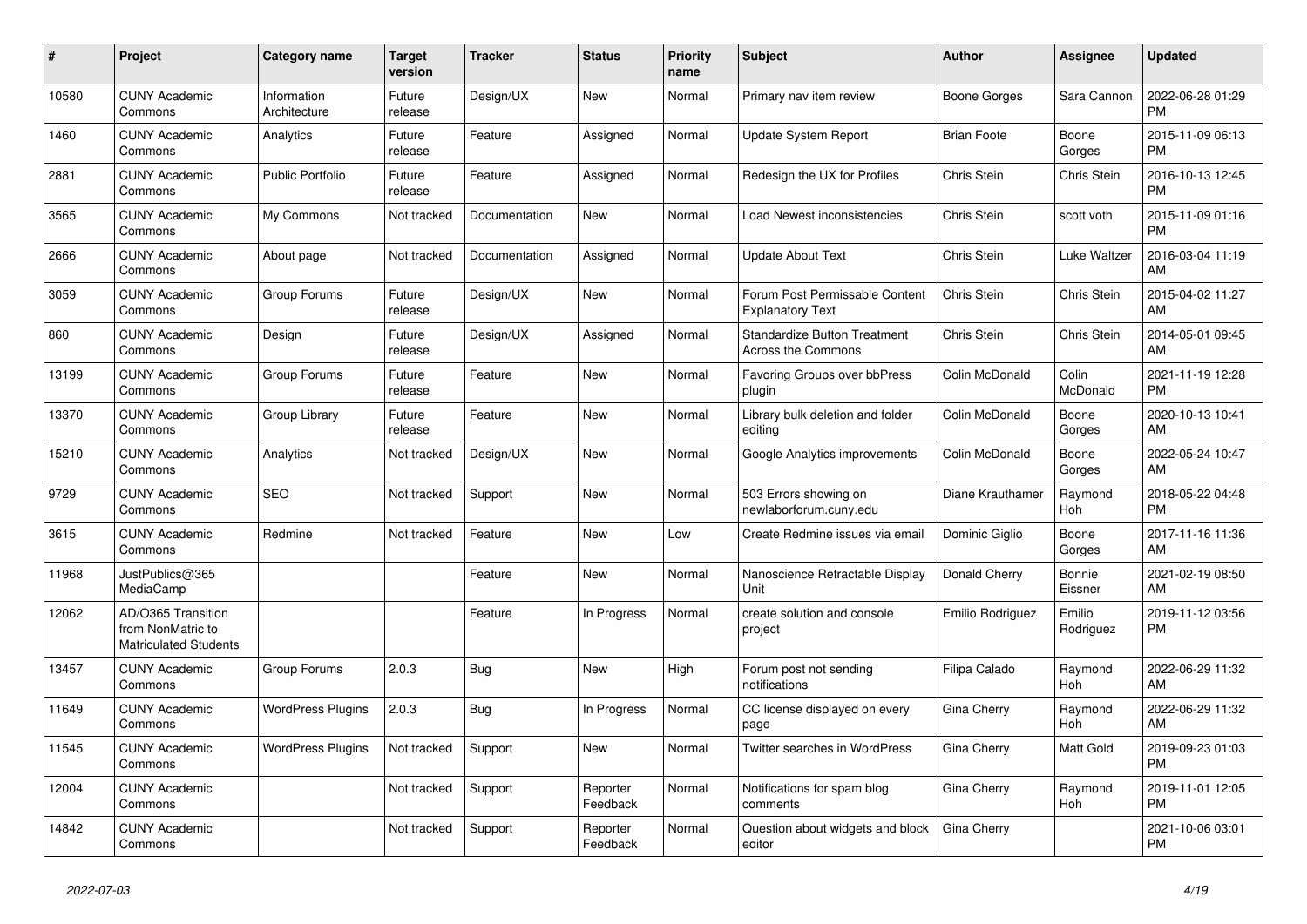| # | Project | Category name | Target version | Tracker | Status | Priority name | Subject | Author | Assignee | Updated |
|---|---|---|---|---|---|---|---|---|---|---|
| 10580 | CUNY Academic Commons | Information Architecture | Future release | Design/UX | New | Normal | Primary nav item review | Boone Gorges | Sara Cannon | 2022-06-28 01:29 PM |
| 1460 | CUNY Academic Commons | Analytics | Future release | Feature | Assigned | Normal | Update System Report | Brian Foote | Boone Gorges | 2015-11-09 06:13 PM |
| 2881 | CUNY Academic Commons | Public Portfolio | Future release | Feature | Assigned | Normal | Redesign the UX for Profiles | Chris Stein | Chris Stein | 2016-10-13 12:45 PM |
| 3565 | CUNY Academic Commons | My Commons | Not tracked | Documentation | New | Normal | Load Newest inconsistencies | Chris Stein | scott voth | 2015-11-09 01:16 PM |
| 2666 | CUNY Academic Commons | About page | Not tracked | Documentation | Assigned | Normal | Update About Text | Chris Stein | Luke Waltzer | 2016-03-04 11:19 AM |
| 3059 | CUNY Academic Commons | Group Forums | Future release | Design/UX | New | Normal | Forum Post Permissable Content Explanatory Text | Chris Stein | Chris Stein | 2015-04-02 11:27 AM |
| 860 | CUNY Academic Commons | Design | Future release | Design/UX | Assigned | Normal | Standardize Button Treatment Across the Commons | Chris Stein | Chris Stein | 2014-05-01 09:45 AM |
| 13199 | CUNY Academic Commons | Group Forums | Future release | Feature | New | Normal | Favoring Groups over bbPress plugin | Colin McDonald | Colin McDonald | 2021-11-19 12:28 PM |
| 13370 | CUNY Academic Commons | Group Library | Future release | Feature | New | Normal | Library bulk deletion and folder editing | Colin McDonald | Boone Gorges | 2020-10-13 10:41 AM |
| 15210 | CUNY Academic Commons | Analytics | Not tracked | Design/UX | New | Normal | Google Analytics improvements | Colin McDonald | Boone Gorges | 2022-05-24 10:47 AM |
| 9729 | CUNY Academic Commons | SEO | Not tracked | Support | New | Normal | 503 Errors showing on newlaborforum.cuny.edu | Diane Krauthamer | Raymond Hoh | 2018-05-22 04:48 PM |
| 3615 | CUNY Academic Commons | Redmine | Not tracked | Feature | New | Low | Create Redmine issues via email | Dominic Giglio | Boone Gorges | 2017-11-16 11:36 AM |
| 11968 | JustPublics@365 MediaCamp | | | Feature | New | Normal | Nanoscience Retractable Display Unit | Donald Cherry | Bonnie Eissner | 2021-02-19 08:50 AM |
| 12062 | AD/O365 Transition from NonMatric to Matriculated Students | | | Feature | In Progress | Normal | create solution and console project | Emilio Rodriguez | Emilio Rodriguez | 2019-11-12 03:56 PM |
| 13457 | CUNY Academic Commons | Group Forums | 2.0.3 | Bug | New | High | Forum post not sending notifications | Filipa Calado | Raymond Hoh | 2022-06-29 11:32 AM |
| 11649 | CUNY Academic Commons | WordPress Plugins | 2.0.3 | Bug | In Progress | Normal | CC license displayed on every page | Gina Cherry | Raymond Hoh | 2022-06-29 11:32 AM |
| 11545 | CUNY Academic Commons | WordPress Plugins | Not tracked | Support | New | Normal | Twitter searches in WordPress | Gina Cherry | Matt Gold | 2019-09-23 01:03 PM |
| 12004 | CUNY Academic Commons | | Not tracked | Support | Reporter Feedback | Normal | Notifications for spam blog comments | Gina Cherry | Raymond Hoh | 2019-11-01 12:05 PM |
| 14842 | CUNY Academic Commons | | Not tracked | Support | Reporter Feedback | Normal | Question about widgets and block editor | Gina Cherry | | 2021-10-06 03:01 PM |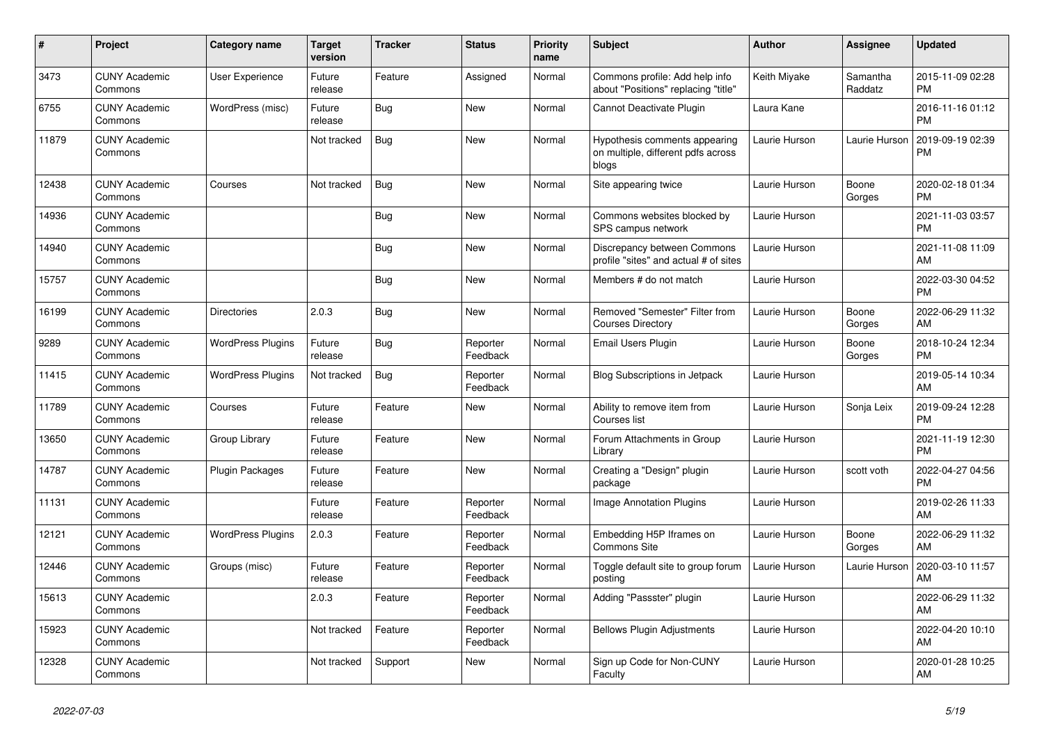| # | Project | Category name | Target version | Tracker | Status | Priority name | Subject | Author | Assignee | Updated |
|---|---|---|---|---|---|---|---|---|---|---|
| 3473 | CUNY Academic Commons | User Experience | Future release | Feature | Assigned | Normal | Commons profile: Add help info about "Positions" replacing "title" | Keith Miyake | Samantha Raddatz | 2015-11-09 02:28 PM |
| 6755 | CUNY Academic Commons | WordPress (misc) | Future release | Bug | New | Normal | Cannot Deactivate Plugin | Laura Kane | | 2016-11-16 01:12 PM |
| 11879 | CUNY Academic Commons | | Not tracked | Bug | New | Normal | Hypothesis comments appearing on multiple, different pdfs across blogs | Laurie Hurson | Laurie Hurson | 2019-09-19 02:39 PM |
| 12438 | CUNY Academic Commons | Courses | Not tracked | Bug | New | Normal | Site appearing twice | Laurie Hurson | Boone Gorges | 2020-02-18 01:34 PM |
| 14936 | CUNY Academic Commons | | | Bug | New | Normal | Commons websites blocked by SPS campus network | Laurie Hurson | | 2021-11-03 03:57 PM |
| 14940 | CUNY Academic Commons | | | Bug | New | Normal | Discrepancy between Commons profile "sites" and actual # of sites | Laurie Hurson | | 2021-11-08 11:09 AM |
| 15757 | CUNY Academic Commons | | | Bug | New | Normal | Members # do not match | Laurie Hurson | | 2022-03-30 04:52 PM |
| 16199 | CUNY Academic Commons | Directories | 2.0.3 | Bug | New | Normal | Removed "Semester" Filter from Courses Directory | Laurie Hurson | Boone Gorges | 2022-06-29 11:32 AM |
| 9289 | CUNY Academic Commons | WordPress Plugins | Future release | Bug | Reporter Feedback | Normal | Email Users Plugin | Laurie Hurson | Boone Gorges | 2018-10-24 12:34 PM |
| 11415 | CUNY Academic Commons | WordPress Plugins | Not tracked | Bug | Reporter Feedback | Normal | Blog Subscriptions in Jetpack | Laurie Hurson | | 2019-05-14 10:34 AM |
| 11789 | CUNY Academic Commons | Courses | Future release | Feature | New | Normal | Ability to remove item from Courses list | Laurie Hurson | Sonja Leix | 2019-09-24 12:28 PM |
| 13650 | CUNY Academic Commons | Group Library | Future release | Feature | New | Normal | Forum Attachments in Group Library | Laurie Hurson | | 2021-11-19 12:30 PM |
| 14787 | CUNY Academic Commons | Plugin Packages | Future release | Feature | New | Normal | Creating a "Design" plugin package | Laurie Hurson | scott voth | 2022-04-27 04:56 PM |
| 11131 | CUNY Academic Commons | | Future release | Feature | Reporter Feedback | Normal | Image Annotation Plugins | Laurie Hurson | | 2019-02-26 11:33 AM |
| 12121 | CUNY Academic Commons | WordPress Plugins | 2.0.3 | Feature | Reporter Feedback | Normal | Embedding H5P Iframes on Commons Site | Laurie Hurson | Boone Gorges | 2022-06-29 11:32 AM |
| 12446 | CUNY Academic Commons | Groups (misc) | Future release | Feature | Reporter Feedback | Normal | Toggle default site to group forum posting | Laurie Hurson | Laurie Hurson | 2020-03-10 11:57 AM |
| 15613 | CUNY Academic Commons | | 2.0.3 | Feature | Reporter Feedback | Normal | Adding "Passster" plugin | Laurie Hurson | | 2022-06-29 11:32 AM |
| 15923 | CUNY Academic Commons | | Not tracked | Feature | Reporter Feedback | Normal | Bellows Plugin Adjustments | Laurie Hurson | | 2022-04-20 10:10 AM |
| 12328 | CUNY Academic Commons | | Not tracked | Support | New | Normal | Sign up Code for Non-CUNY Faculty | Laurie Hurson | | 2020-01-28 10:25 AM |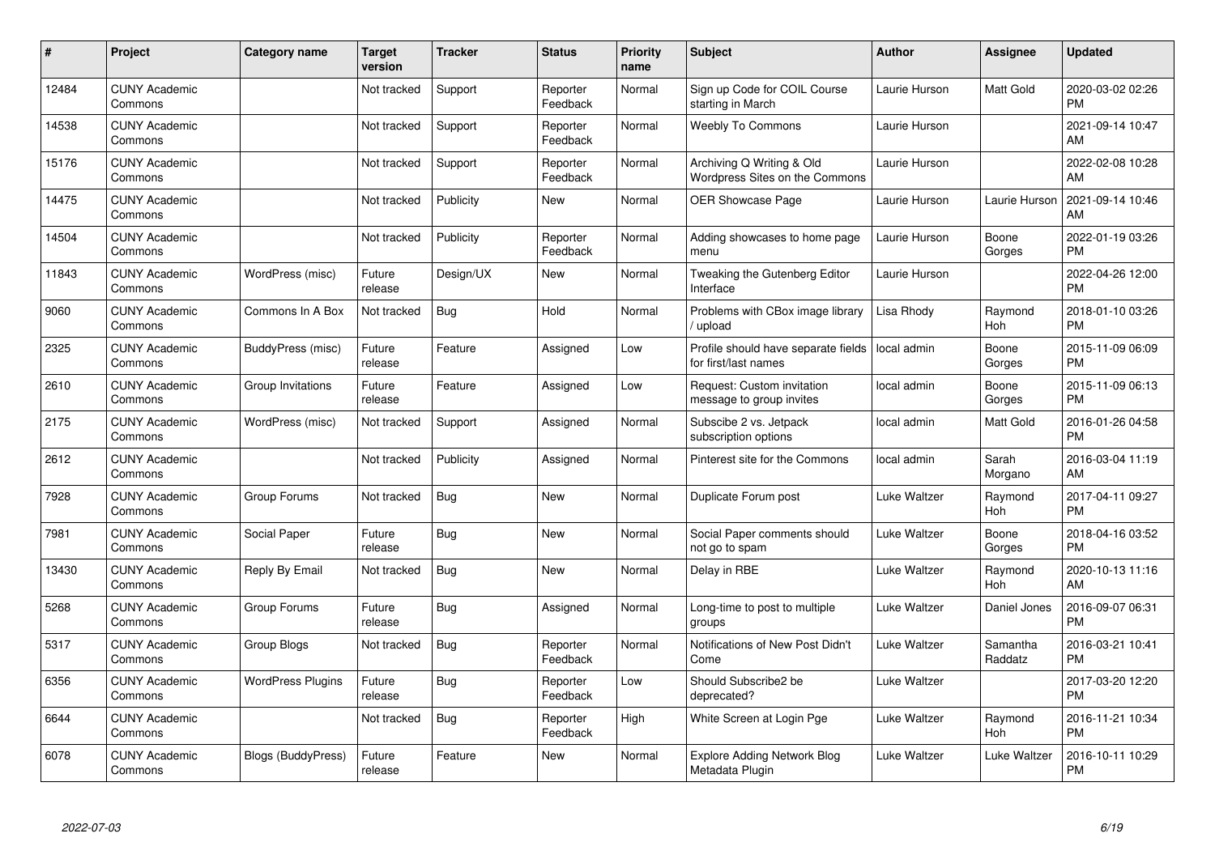| # | Project | Category name | Target version | Tracker | Status | Priority name | Subject | Author | Assignee | Updated |
|---|---|---|---|---|---|---|---|---|---|---|
| 12484 | CUNY Academic Commons | | Not tracked | Support | Reporter Feedback | Normal | Sign up Code for COIL Course starting in March | Laurie Hurson | Matt Gold | 2020-03-02 02:26 PM |
| 14538 | CUNY Academic Commons | | Not tracked | Support | Reporter Feedback | Normal | Weebly To Commons | Laurie Hurson | | 2021-09-14 10:47 AM |
| 15176 | CUNY Academic Commons | | Not tracked | Support | Reporter Feedback | Normal | Archiving Q Writing & Old Wordpress Sites on the Commons | Laurie Hurson | | 2022-02-08 10:28 AM |
| 14475 | CUNY Academic Commons | | Not tracked | Publicity | New | Normal | OER Showcase Page | Laurie Hurson | Laurie Hurson | 2021-09-14 10:46 AM |
| 14504 | CUNY Academic Commons | | Not tracked | Publicity | Reporter Feedback | Normal | Adding showcases to home page menu | Laurie Hurson | Boone Gorges | 2022-01-19 03:26 PM |
| 11843 | CUNY Academic Commons | WordPress (misc) | Future release | Design/UX | New | Normal | Tweaking the Gutenberg Editor Interface | Laurie Hurson | | 2022-04-26 12:00 PM |
| 9060 | CUNY Academic Commons | Commons In A Box | Not tracked | Bug | Hold | Normal | Problems with CBox image library / upload | Lisa Rhody | Raymond Hoh | 2018-01-10 03:26 PM |
| 2325 | CUNY Academic Commons | BuddyPress (misc) | Future release | Feature | Assigned | Low | Profile should have separate fields for first/last names | local admin | Boone Gorges | 2015-11-09 06:09 PM |
| 2610 | CUNY Academic Commons | Group Invitations | Future release | Feature | Assigned | Low | Request: Custom invitation message to group invites | local admin | Boone Gorges | 2015-11-09 06:13 PM |
| 2175 | CUNY Academic Commons | WordPress (misc) | Not tracked | Support | Assigned | Normal | Subscibe 2 vs. Jetpack subscription options | local admin | Matt Gold | 2016-01-26 04:58 PM |
| 2612 | CUNY Academic Commons | | Not tracked | Publicity | Assigned | Normal | Pinterest site for the Commons | local admin | Sarah Morgano | 2016-03-04 11:19 AM |
| 7928 | CUNY Academic Commons | Group Forums | Not tracked | Bug | New | Normal | Duplicate Forum post | Luke Waltzer | Raymond Hoh | 2017-04-11 09:27 PM |
| 7981 | CUNY Academic Commons | Social Paper | Future release | Bug | New | Normal | Social Paper comments should not go to spam | Luke Waltzer | Boone Gorges | 2018-04-16 03:52 PM |
| 13430 | CUNY Academic Commons | Reply By Email | Not tracked | Bug | New | Normal | Delay in RBE | Luke Waltzer | Raymond Hoh | 2020-10-13 11:16 AM |
| 5268 | CUNY Academic Commons | Group Forums | Future release | Bug | Assigned | Normal | Long-time to post to multiple groups | Luke Waltzer | Daniel Jones | 2016-09-07 06:31 PM |
| 5317 | CUNY Academic Commons | Group Blogs | Not tracked | Bug | Reporter Feedback | Normal | Notifications of New Post Didn't Come | Luke Waltzer | Samantha Raddatz | 2016-03-21 10:41 PM |
| 6356 | CUNY Academic Commons | WordPress Plugins | Future release | Bug | Reporter Feedback | Low | Should Subscribe2 be deprecated? | Luke Waltzer | | 2017-03-20 12:20 PM |
| 6644 | CUNY Academic Commons | | Not tracked | Bug | Reporter Feedback | High | White Screen at Login Pge | Luke Waltzer | Raymond Hoh | 2016-11-21 10:34 PM |
| 6078 | CUNY Academic Commons | Blogs (BuddyPress) | Future release | Feature | New | Normal | Explore Adding Network Blog Metadata Plugin | Luke Waltzer | Luke Waltzer | 2016-10-11 10:29 PM |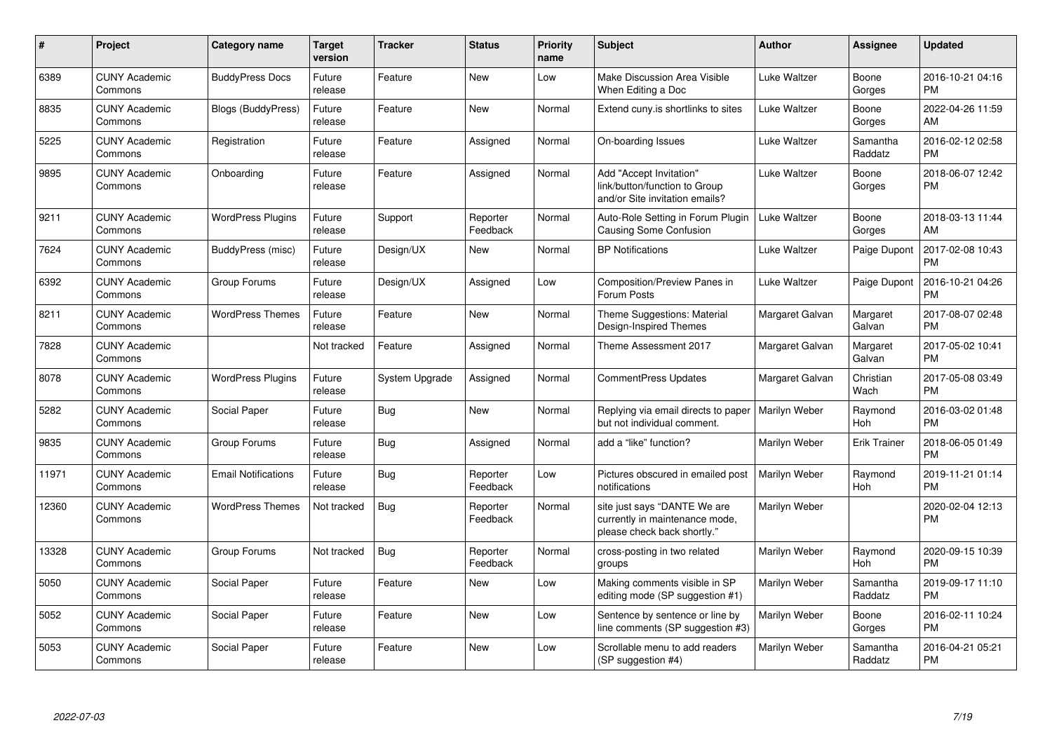| # | Project | Category name | Target version | Tracker | Status | Priority name | Subject | Author | Assignee | Updated |
|---|---|---|---|---|---|---|---|---|---|---|
| 6389 | CUNY Academic Commons | BuddyPress Docs | Future release | Feature | New | Low | Make Discussion Area Visible When Editing a Doc | Luke Waltzer | Boone Gorges | 2016-10-21 04:16 PM |
| 8835 | CUNY Academic Commons | Blogs (BuddyPress) | Future release | Feature | New | Normal | Extend cuny.is shortlinks to sites | Luke Waltzer | Boone Gorges | 2022-04-26 11:59 AM |
| 5225 | CUNY Academic Commons | Registration | Future release | Feature | Assigned | Normal | On-boarding Issues | Luke Waltzer | Samantha Raddatz | 2016-02-12 02:58 PM |
| 9895 | CUNY Academic Commons | Onboarding | Future release | Feature | Assigned | Normal | Add "Accept Invitation" link/button/function to Group and/or Site invitation emails? | Luke Waltzer | Boone Gorges | 2018-06-07 12:42 PM |
| 9211 | CUNY Academic Commons | WordPress Plugins | Future release | Support | Reporter Feedback | Normal | Auto-Role Setting in Forum Plugin Causing Some Confusion | Luke Waltzer | Boone Gorges | 2018-03-13 11:44 AM |
| 7624 | CUNY Academic Commons | BuddyPress (misc) | Future release | Design/UX | New | Normal | BP Notifications | Luke Waltzer | Paige Dupont | 2017-02-08 10:43 PM |
| 6392 | CUNY Academic Commons | Group Forums | Future release | Design/UX | Assigned | Low | Composition/Preview Panes in Forum Posts | Luke Waltzer | Paige Dupont | 2016-10-21 04:26 PM |
| 8211 | CUNY Academic Commons | WordPress Themes | Future release | Feature | New | Normal | Theme Suggestions: Material Design-Inspired Themes | Margaret Galvan | Margaret Galvan | 2017-08-07 02:48 PM |
| 7828 | CUNY Academic Commons | | Not tracked | Feature | Assigned | Normal | Theme Assessment 2017 | Margaret Galvan | Margaret Galvan | 2017-05-02 10:41 PM |
| 8078 | CUNY Academic Commons | WordPress Plugins | Future release | System Upgrade | Assigned | Normal | CommentPress Updates | Margaret Galvan | Christian Wach | 2017-05-08 03:49 PM |
| 5282 | CUNY Academic Commons | Social Paper | Future release | Bug | New | Normal | Replying via email directs to paper but not individual comment. | Marilyn Weber | Raymond Hoh | 2016-03-02 01:48 PM |
| 9835 | CUNY Academic Commons | Group Forums | Future release | Bug | Assigned | Normal | add a "like" function? | Marilyn Weber | Erik Trainer | 2018-06-05 01:49 PM |
| 11971 | CUNY Academic Commons | Email Notifications | Future release | Bug | Reporter Feedback | Low | Pictures obscured in emailed post notifications | Marilyn Weber | Raymond Hoh | 2019-11-21 01:14 PM |
| 12360 | CUNY Academic Commons | WordPress Themes | Not tracked | Bug | Reporter Feedback | Normal | site just says "DANTE We are currently in maintenance mode, please check back shortly." | Marilyn Weber | | 2020-02-04 12:13 PM |
| 13328 | CUNY Academic Commons | Group Forums | Not tracked | Bug | Reporter Feedback | Normal | cross-posting in two related groups | Marilyn Weber | Raymond Hoh | 2020-09-15 10:39 PM |
| 5050 | CUNY Academic Commons | Social Paper | Future release | Feature | New | Low | Making comments visible in SP editing mode (SP suggestion #1) | Marilyn Weber | Samantha Raddatz | 2019-09-17 11:10 PM |
| 5052 | CUNY Academic Commons | Social Paper | Future release | Feature | New | Low | Sentence by sentence or line by line comments (SP suggestion #3) | Marilyn Weber | Boone Gorges | 2016-02-11 10:24 PM |
| 5053 | CUNY Academic Commons | Social Paper | Future release | Feature | New | Low | Scrollable menu to add readers (SP suggestion #4) | Marilyn Weber | Samantha Raddatz | 2016-04-21 05:21 PM |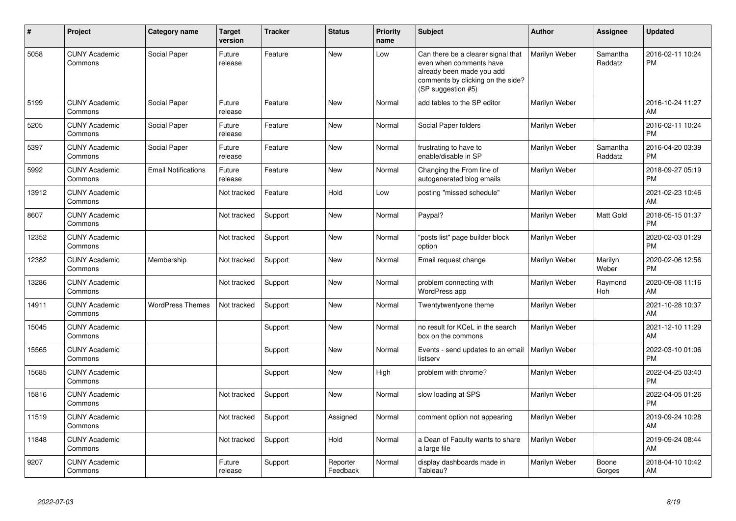| # | Project | Category name | Target version | Tracker | Status | Priority name | Subject | Author | Assignee | Updated |
|---|---|---|---|---|---|---|---|---|---|---|
| 5058 | CUNY Academic Commons | Social Paper | Future release | Feature | New | Low | Can there be a clearer signal that even when comments have already been made you add comments by clicking on the side? (SP suggestion #5) | Marilyn Weber | Samantha Raddatz | 2016-02-11 10:24 PM |
| 5199 | CUNY Academic Commons | Social Paper | Future release | Feature | New | Normal | add tables to the SP editor | Marilyn Weber | | 2016-10-24 11:27 AM |
| 5205 | CUNY Academic Commons | Social Paper | Future release | Feature | New | Normal | Social Paper folders | Marilyn Weber | | 2016-02-11 10:24 PM |
| 5397 | CUNY Academic Commons | Social Paper | Future release | Feature | New | Normal | frustrating to have to enable/disable in SP | Marilyn Weber | Samantha Raddatz | 2016-04-20 03:39 PM |
| 5992 | CUNY Academic Commons | Email Notifications | Future release | Feature | New | Normal | Changing the From line of autogenerated blog emails | Marilyn Weber | | 2018-09-27 05:19 PM |
| 13912 | CUNY Academic Commons | | Not tracked | Feature | Hold | Low | posting "missed schedule" | Marilyn Weber | | 2021-02-23 10:46 AM |
| 8607 | CUNY Academic Commons | | Not tracked | Support | New | Normal | Paypal? | Marilyn Weber | Matt Gold | 2018-05-15 01:37 PM |
| 12352 | CUNY Academic Commons | | Not tracked | Support | New | Normal | "posts list" page builder block option | Marilyn Weber | | 2020-02-03 01:29 PM |
| 12382 | CUNY Academic Commons | Membership | Not tracked | Support | New | Normal | Email request change | Marilyn Weber | Marilyn Weber | 2020-02-06 12:56 PM |
| 13286 | CUNY Academic Commons | | Not tracked | Support | New | Normal | problem connecting with WordPress app | Marilyn Weber | Raymond Hoh | 2020-09-08 11:16 AM |
| 14911 | CUNY Academic Commons | WordPress Themes | Not tracked | Support | New | Normal | Twentytwentyone theme | Marilyn Weber | | 2021-10-28 10:37 AM |
| 15045 | CUNY Academic Commons | | | Support | New | Normal | no result for KCeL in the search box on the commons | Marilyn Weber | | 2021-12-10 11:29 AM |
| 15565 | CUNY Academic Commons | | | Support | New | Normal | Events - send updates to an email listserv | Marilyn Weber | | 2022-03-10 01:06 PM |
| 15685 | CUNY Academic Commons | | | Support | New | High | problem with chrome? | Marilyn Weber | | 2022-04-25 03:40 PM |
| 15816 | CUNY Academic Commons | | Not tracked | Support | New | Normal | slow loading at SPS | Marilyn Weber | | 2022-04-05 01:26 PM |
| 11519 | CUNY Academic Commons | | Not tracked | Support | Assigned | Normal | comment option not appearing | Marilyn Weber | | 2019-09-24 10:28 AM |
| 11848 | CUNY Academic Commons | | Not tracked | Support | Hold | Normal | a Dean of Faculty wants to share a large file | Marilyn Weber | | 2019-09-24 08:44 AM |
| 9207 | CUNY Academic Commons | | Future release | Support | Reporter Feedback | Normal | display dashboards made in Tableau? | Marilyn Weber | Boone Gorges | 2018-04-10 10:42 AM |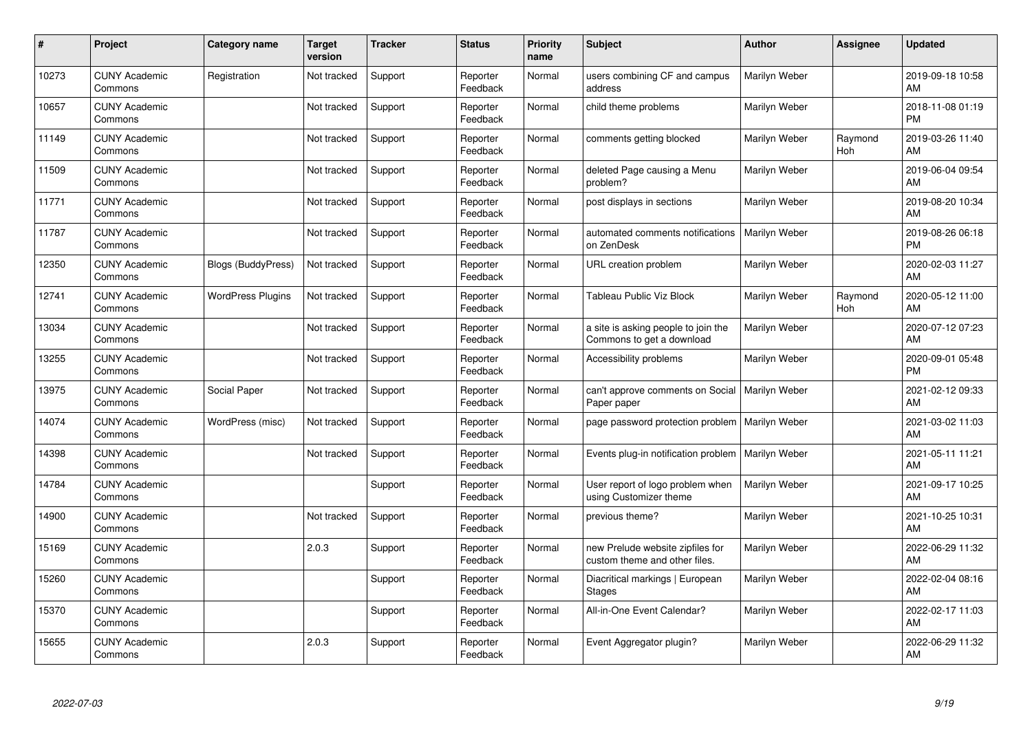| # | Project | Category name | Target version | Tracker | Status | Priority name | Subject | Author | Assignee | Updated |
|---|---|---|---|---|---|---|---|---|---|---|
| 10273 | CUNY Academic Commons | Registration | Not tracked | Support | Reporter Feedback | Normal | users combining CF and campus address | Marilyn Weber | | 2019-09-18 10:58 AM |
| 10657 | CUNY Academic Commons | | Not tracked | Support | Reporter Feedback | Normal | child theme problems | Marilyn Weber | | 2018-11-08 01:19 PM |
| 11149 | CUNY Academic Commons | | Not tracked | Support | Reporter Feedback | Normal | comments getting blocked | Marilyn Weber | Raymond Hoh | 2019-03-26 11:40 AM |
| 11509 | CUNY Academic Commons | | Not tracked | Support | Reporter Feedback | Normal | deleted Page causing a Menu problem? | Marilyn Weber | | 2019-06-04 09:54 AM |
| 11771 | CUNY Academic Commons | | Not tracked | Support | Reporter Feedback | Normal | post displays in sections | Marilyn Weber | | 2019-08-20 10:34 AM |
| 11787 | CUNY Academic Commons | | Not tracked | Support | Reporter Feedback | Normal | automated comments notifications on ZenDesk | Marilyn Weber | | 2019-08-26 06:18 PM |
| 12350 | CUNY Academic Commons | Blogs (BuddyPress) | Not tracked | Support | Reporter Feedback | Normal | URL creation problem | Marilyn Weber | | 2020-02-03 11:27 AM |
| 12741 | CUNY Academic Commons | WordPress Plugins | Not tracked | Support | Reporter Feedback | Normal | Tableau Public Viz Block | Marilyn Weber | Raymond Hoh | 2020-05-12 11:00 AM |
| 13034 | CUNY Academic Commons | | Not tracked | Support | Reporter Feedback | Normal | a site is asking people to join the Commons to get a download | Marilyn Weber | | 2020-07-12 07:23 AM |
| 13255 | CUNY Academic Commons | | Not tracked | Support | Reporter Feedback | Normal | Accessibility problems | Marilyn Weber | | 2020-09-01 05:48 PM |
| 13975 | CUNY Academic Commons | Social Paper | Not tracked | Support | Reporter Feedback | Normal | can't approve comments on Social Paper paper | Marilyn Weber | | 2021-02-12 09:33 AM |
| 14074 | CUNY Academic Commons | WordPress (misc) | Not tracked | Support | Reporter Feedback | Normal | page password protection problem | Marilyn Weber | | 2021-03-02 11:03 AM |
| 14398 | CUNY Academic Commons | | Not tracked | Support | Reporter Feedback | Normal | Events plug-in notification problem | Marilyn Weber | | 2021-05-11 11:21 AM |
| 14784 | CUNY Academic Commons | | | Support | Reporter Feedback | Normal | User report of logo problem when using Customizer theme | Marilyn Weber | | 2021-09-17 10:25 AM |
| 14900 | CUNY Academic Commons | | Not tracked | Support | Reporter Feedback | Normal | previous theme? | Marilyn Weber | | 2021-10-25 10:31 AM |
| 15169 | CUNY Academic Commons | | 2.0.3 | Support | Reporter Feedback | Normal | new Prelude website zipfiles for custom theme and other files. | Marilyn Weber | | 2022-06-29 11:32 AM |
| 15260 | CUNY Academic Commons | | | Support | Reporter Feedback | Normal | Diacritical markings \| European Stages | Marilyn Weber | | 2022-02-04 08:16 AM |
| 15370 | CUNY Academic Commons | | | Support | Reporter Feedback | Normal | All-in-One Event Calendar? | Marilyn Weber | | 2022-02-17 11:03 AM |
| 15655 | CUNY Academic Commons | | 2.0.3 | Support | Reporter Feedback | Normal | Event Aggregator plugin? | Marilyn Weber | | 2022-06-29 11:32 AM |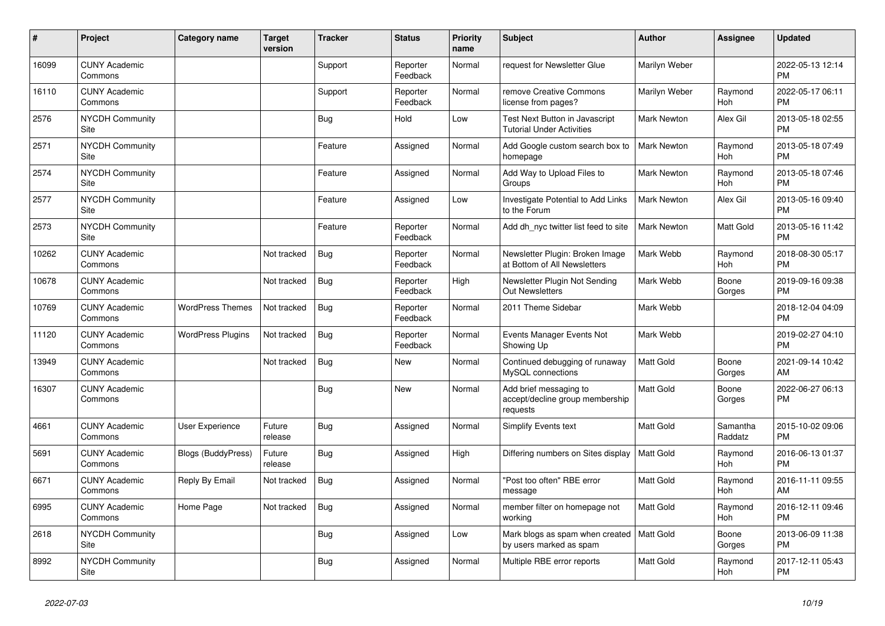| # | Project | Category name | Target version | Tracker | Status | Priority name | Subject | Author | Assignee | Updated |
|---|---|---|---|---|---|---|---|---|---|---|
| 16099 | CUNY Academic Commons | | | Support | Reporter Feedback | Normal | request for Newsletter Glue | Marilyn Weber | | 2022-05-13 12:14 PM |
| 16110 | CUNY Academic Commons | | | Support | Reporter Feedback | Normal | remove Creative Commons license from pages? | Marilyn Weber | Raymond Hoh | 2022-05-17 06:11 PM |
| 2576 | NYCDH Community Site | | | Bug | Hold | Low | Test Next Button in Javascript Tutorial Under Activities | Mark Newton | Alex Gil | 2013-05-18 02:55 PM |
| 2571 | NYCDH Community Site | | | Feature | Assigned | Normal | Add Google custom search box to homepage | Mark Newton | Raymond Hoh | 2013-05-18 07:49 PM |
| 2574 | NYCDH Community Site | | | Feature | Assigned | Normal | Add Way to Upload Files to Groups | Mark Newton | Raymond Hoh | 2013-05-18 07:46 PM |
| 2577 | NYCDH Community Site | | | Feature | Assigned | Low | Investigate Potential to Add Links to the Forum | Mark Newton | Alex Gil | 2013-05-16 09:40 PM |
| 2573 | NYCDH Community Site | | | Feature | Reporter Feedback | Normal | Add dh_nyc twitter list feed to site | Mark Newton | Matt Gold | 2013-05-16 11:42 PM |
| 10262 | CUNY Academic Commons | | Not tracked | Bug | Reporter Feedback | Normal | Newsletter Plugin: Broken Image at Bottom of All Newsletters | Mark Webb | Raymond Hoh | 2018-08-30 05:17 PM |
| 10678 | CUNY Academic Commons | | Not tracked | Bug | Reporter Feedback | High | Newsletter Plugin Not Sending Out Newsletters | Mark Webb | Boone Gorges | 2019-09-16 09:38 PM |
| 10769 | CUNY Academic Commons | WordPress Themes | Not tracked | Bug | Reporter Feedback | Normal | 2011 Theme Sidebar | Mark Webb | | 2018-12-04 04:09 PM |
| 11120 | CUNY Academic Commons | WordPress Plugins | Not tracked | Bug | Reporter Feedback | Normal | Events Manager Events Not Showing Up | Mark Webb | | 2019-02-27 04:10 PM |
| 13949 | CUNY Academic Commons | | Not tracked | Bug | New | Normal | Continued debugging of runaway MySQL connections | Matt Gold | Boone Gorges | 2021-09-14 10:42 AM |
| 16307 | CUNY Academic Commons | | | Bug | New | Normal | Add brief messaging to accept/decline group membership requests | Matt Gold | Boone Gorges | 2022-06-27 06:13 PM |
| 4661 | CUNY Academic Commons | User Experience | Future release | Bug | Assigned | Normal | Simplify Events text | Matt Gold | Samantha Raddatz | 2015-10-02 09:06 PM |
| 5691 | CUNY Academic Commons | Blogs (BuddyPress) | Future release | Bug | Assigned | High | Differing numbers on Sites display | Matt Gold | Raymond Hoh | 2016-06-13 01:37 PM |
| 6671 | CUNY Academic Commons | Reply By Email | Not tracked | Bug | Assigned | Normal | "Post too often" RBE error message | Matt Gold | Raymond Hoh | 2016-11-11 09:55 AM |
| 6995 | CUNY Academic Commons | Home Page | Not tracked | Bug | Assigned | Normal | member filter on homepage not working | Matt Gold | Raymond Hoh | 2016-12-11 09:46 PM |
| 2618 | NYCDH Community Site | | | Bug | Assigned | Low | Mark blogs as spam when created by users marked as spam | Matt Gold | Boone Gorges | 2013-06-09 11:38 PM |
| 8992 | NYCDH Community Site | | | Bug | Assigned | Normal | Multiple RBE error reports | Matt Gold | Raymond Hoh | 2017-12-11 05:43 PM |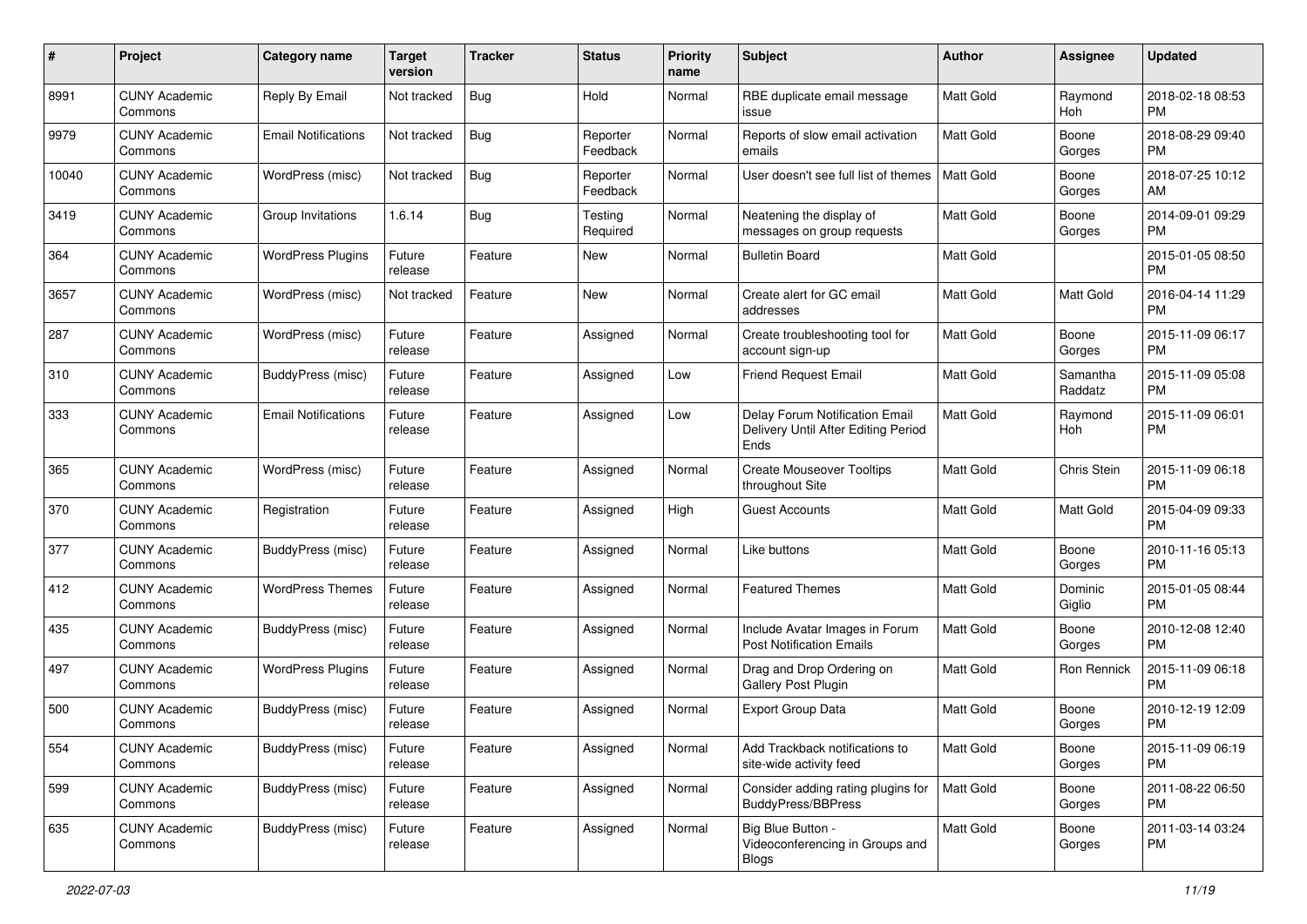| # | Project | Category name | Target version | Tracker | Status | Priority name | Subject | Author | Assignee | Updated |
|---|---|---|---|---|---|---|---|---|---|---|
| 8991 | CUNY Academic Commons | Reply By Email | Not tracked | Bug | Hold | Normal | RBE duplicate email message issue | Matt Gold | Raymond Hoh | 2018-02-18 08:53 PM |
| 9979 | CUNY Academic Commons | Email Notifications | Not tracked | Bug | Reporter Feedback | Normal | Reports of slow email activation emails | Matt Gold | Boone Gorges | 2018-08-29 09:40 PM |
| 10040 | CUNY Academic Commons | WordPress (misc) | Not tracked | Bug | Reporter Feedback | Normal | User doesn't see full list of themes | Matt Gold | Boone Gorges | 2018-07-25 10:12 AM |
| 3419 | CUNY Academic Commons | Group Invitations | 1.6.14 | Bug | Testing Required | Normal | Neatening the display of messages on group requests | Matt Gold | Boone Gorges | 2014-09-01 09:29 PM |
| 364 | CUNY Academic Commons | WordPress Plugins | Future release | Feature | New | Normal | Bulletin Board | Matt Gold | | 2015-01-05 08:50 PM |
| 3657 | CUNY Academic Commons | WordPress (misc) | Not tracked | Feature | New | Normal | Create alert for GC email addresses | Matt Gold | Matt Gold | 2016-04-14 11:29 PM |
| 287 | CUNY Academic Commons | WordPress (misc) | Future release | Feature | Assigned | Normal | Create troubleshooting tool for account sign-up | Matt Gold | Boone Gorges | 2015-11-09 06:17 PM |
| 310 | CUNY Academic Commons | BuddyPress (misc) | Future release | Feature | Assigned | Low | Friend Request Email | Matt Gold | Samantha Raddatz | 2015-11-09 05:08 PM |
| 333 | CUNY Academic Commons | Email Notifications | Future release | Feature | Assigned | Low | Delay Forum Notification Email Delivery Until After Editing Period Ends | Matt Gold | Raymond Hoh | 2015-11-09 06:01 PM |
| 365 | CUNY Academic Commons | WordPress (misc) | Future release | Feature | Assigned | Normal | Create Mouseover Tooltips throughout Site | Matt Gold | Chris Stein | 2015-11-09 06:18 PM |
| 370 | CUNY Academic Commons | Registration | Future release | Feature | Assigned | High | Guest Accounts | Matt Gold | Matt Gold | 2015-04-09 09:33 PM |
| 377 | CUNY Academic Commons | BuddyPress (misc) | Future release | Feature | Assigned | Normal | Like buttons | Matt Gold | Boone Gorges | 2010-11-16 05:13 PM |
| 412 | CUNY Academic Commons | WordPress Themes | Future release | Feature | Assigned | Normal | Featured Themes | Matt Gold | Dominic Giglio | 2015-01-05 08:44 PM |
| 435 | CUNY Academic Commons | BuddyPress (misc) | Future release | Feature | Assigned | Normal | Include Avatar Images in Forum Post Notification Emails | Matt Gold | Boone Gorges | 2010-12-08 12:40 PM |
| 497 | CUNY Academic Commons | WordPress Plugins | Future release | Feature | Assigned | Normal | Drag and Drop Ordering on Gallery Post Plugin | Matt Gold | Ron Rennick | 2015-11-09 06:18 PM |
| 500 | CUNY Academic Commons | BuddyPress (misc) | Future release | Feature | Assigned | Normal | Export Group Data | Matt Gold | Boone Gorges | 2010-12-19 12:09 PM |
| 554 | CUNY Academic Commons | BuddyPress (misc) | Future release | Feature | Assigned | Normal | Add Trackback notifications to site-wide activity feed | Matt Gold | Boone Gorges | 2015-11-09 06:19 PM |
| 599 | CUNY Academic Commons | BuddyPress (misc) | Future release | Feature | Assigned | Normal | Consider adding rating plugins for BuddyPress/BBPress | Matt Gold | Boone Gorges | 2011-08-22 06:50 PM |
| 635 | CUNY Academic Commons | BuddyPress (misc) | Future release | Feature | Assigned | Normal | Big Blue Button - Videoconferencing in Groups and Blogs | Matt Gold | Boone Gorges | 2011-03-14 03:24 PM |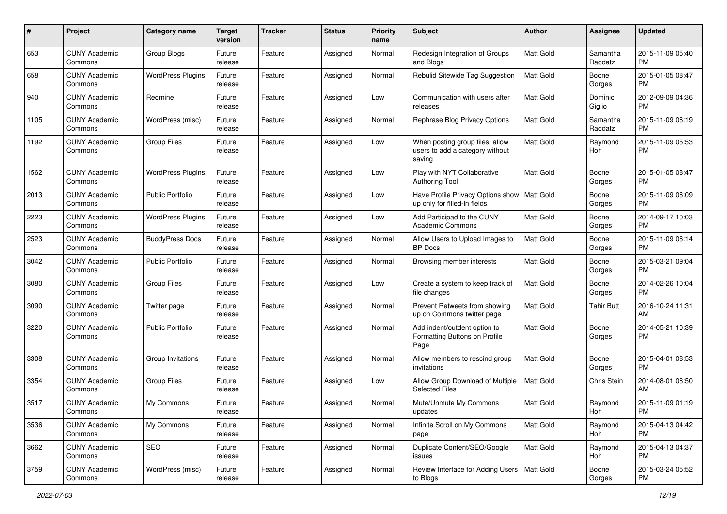| # | Project | Category name | Target version | Tracker | Status | Priority name | Subject | Author | Assignee | Updated |
|---|---|---|---|---|---|---|---|---|---|---|
| 653 | CUNY Academic Commons | Group Blogs | Future release | Feature | Assigned | Normal | Redesign Integration of Groups and Blogs | Matt Gold | Samantha Raddatz | 2015-11-09 05:40 PM |
| 658 | CUNY Academic Commons | WordPress Plugins | Future release | Feature | Assigned | Normal | Rebulid Sitewide Tag Suggestion | Matt Gold | Boone Gorges | 2015-01-05 08:47 PM |
| 940 | CUNY Academic Commons | Redmine | Future release | Feature | Assigned | Low | Communication with users after releases | Matt Gold | Dominic Giglio | 2012-09-09 04:36 PM |
| 1105 | CUNY Academic Commons | WordPress (misc) | Future release | Feature | Assigned | Normal | Rephrase Blog Privacy Options | Matt Gold | Samantha Raddatz | 2015-11-09 06:19 PM |
| 1192 | CUNY Academic Commons | Group Files | Future release | Feature | Assigned | Low | When posting group files, allow users to add a category without saving | Matt Gold | Raymond Hoh | 2015-11-09 05:53 PM |
| 1562 | CUNY Academic Commons | WordPress Plugins | Future release | Feature | Assigned | Low | Play with NYT Collaborative Authoring Tool | Matt Gold | Boone Gorges | 2015-01-05 08:47 PM |
| 2013 | CUNY Academic Commons | Public Portfolio | Future release | Feature | Assigned | Low | Have Profile Privacy Options show up only for filled-in fields | Matt Gold | Boone Gorges | 2015-11-09 06:09 PM |
| 2223 | CUNY Academic Commons | WordPress Plugins | Future release | Feature | Assigned | Low | Add Participad to the CUNY Academic Commons | Matt Gold | Boone Gorges | 2014-09-17 10:03 PM |
| 2523 | CUNY Academic Commons | BuddyPress Docs | Future release | Feature | Assigned | Normal | Allow Users to Upload Images to BP Docs | Matt Gold | Boone Gorges | 2015-11-09 06:14 PM |
| 3042 | CUNY Academic Commons | Public Portfolio | Future release | Feature | Assigned | Normal | Browsing member interests | Matt Gold | Boone Gorges | 2015-03-21 09:04 PM |
| 3080 | CUNY Academic Commons | Group Files | Future release | Feature | Assigned | Low | Create a system to keep track of file changes | Matt Gold | Boone Gorges | 2014-02-26 10:04 PM |
| 3090 | CUNY Academic Commons | Twitter page | Future release | Feature | Assigned | Normal | Prevent Retweets from showing up on Commons twitter page | Matt Gold | Tahir Butt | 2016-10-24 11:31 AM |
| 3220 | CUNY Academic Commons | Public Portfolio | Future release | Feature | Assigned | Normal | Add indent/outdent option to Formatting Buttons on Profile Page | Matt Gold | Boone Gorges | 2014-05-21 10:39 PM |
| 3308 | CUNY Academic Commons | Group Invitations | Future release | Feature | Assigned | Normal | Allow members to rescind group invitations | Matt Gold | Boone Gorges | 2015-04-01 08:53 PM |
| 3354 | CUNY Academic Commons | Group Files | Future release | Feature | Assigned | Low | Allow Group Download of Multiple Selected Files | Matt Gold | Chris Stein | 2014-08-01 08:50 AM |
| 3517 | CUNY Academic Commons | My Commons | Future release | Feature | Assigned | Normal | Mute/Unmute My Commons updates | Matt Gold | Raymond Hoh | 2015-11-09 01:19 PM |
| 3536 | CUNY Academic Commons | My Commons | Future release | Feature | Assigned | Normal | Infinite Scroll on My Commons page | Matt Gold | Raymond Hoh | 2015-04-13 04:42 PM |
| 3662 | CUNY Academic Commons | SEO | Future release | Feature | Assigned | Normal | Duplicate Content/SEO/Google issues | Matt Gold | Raymond Hoh | 2015-04-13 04:37 PM |
| 3759 | CUNY Academic Commons | WordPress (misc) | Future release | Feature | Assigned | Normal | Review Interface for Adding Users to Blogs | Matt Gold | Boone Gorges | 2015-03-24 05:52 PM |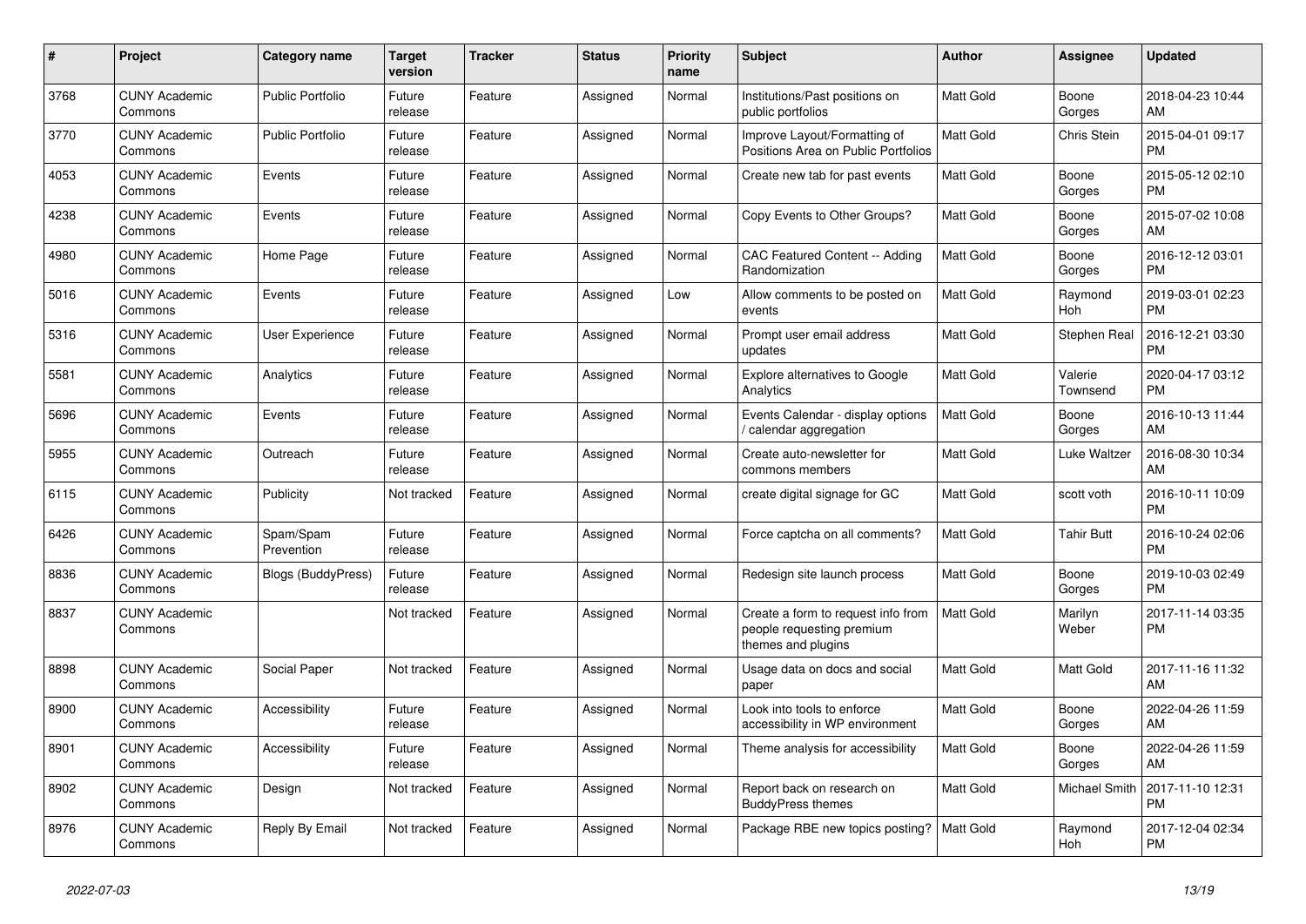| # | Project | Category name | Target version | Tracker | Status | Priority name | Subject | Author | Assignee | Updated |
|---|---|---|---|---|---|---|---|---|---|---|
| 3768 | CUNY Academic Commons | Public Portfolio | Future release | Feature | Assigned | Normal | Institutions/Past positions on public portfolios | Matt Gold | Boone Gorges | 2018-04-23 10:44 AM |
| 3770 | CUNY Academic Commons | Public Portfolio | Future release | Feature | Assigned | Normal | Improve Layout/Formatting of Positions Area on Public Portfolios | Matt Gold | Chris Stein | 2015-04-01 09:17 PM |
| 4053 | CUNY Academic Commons | Events | Future release | Feature | Assigned | Normal | Create new tab for past events | Matt Gold | Boone Gorges | 2015-05-12 02:10 PM |
| 4238 | CUNY Academic Commons | Events | Future release | Feature | Assigned | Normal | Copy Events to Other Groups? | Matt Gold | Boone Gorges | 2015-07-02 10:08 AM |
| 4980 | CUNY Academic Commons | Home Page | Future release | Feature | Assigned | Normal | CAC Featured Content -- Adding Randomization | Matt Gold | Boone Gorges | 2016-12-12 03:01 PM |
| 5016 | CUNY Academic Commons | Events | Future release | Feature | Assigned | Low | Allow comments to be posted on events | Matt Gold | Raymond Hoh | 2019-03-01 02:23 PM |
| 5316 | CUNY Academic Commons | User Experience | Future release | Feature | Assigned | Normal | Prompt user email address updates | Matt Gold | Stephen Real | 2016-12-21 03:30 PM |
| 5581 | CUNY Academic Commons | Analytics | Future release | Feature | Assigned | Normal | Explore alternatives to Google Analytics | Matt Gold | Valerie Townsend | 2020-04-17 03:12 PM |
| 5696 | CUNY Academic Commons | Events | Future release | Feature | Assigned | Normal | Events Calendar - display options / calendar aggregation | Matt Gold | Boone Gorges | 2016-10-13 11:44 AM |
| 5955 | CUNY Academic Commons | Outreach | Future release | Feature | Assigned | Normal | Create auto-newsletter for commons members | Matt Gold | Luke Waltzer | 2016-08-30 10:34 AM |
| 6115 | CUNY Academic Commons | Publicity | Not tracked | Feature | Assigned | Normal | create digital signage for GC | Matt Gold | scott voth | 2016-10-11 10:09 PM |
| 6426 | CUNY Academic Commons | Spam/Spam Prevention | Future release | Feature | Assigned | Normal | Force captcha on all comments? | Matt Gold | Tahir Butt | 2016-10-24 02:06 PM |
| 8836 | CUNY Academic Commons | Blogs (BuddyPress) | Future release | Feature | Assigned | Normal | Redesign site launch process | Matt Gold | Boone Gorges | 2019-10-03 02:49 PM |
| 8837 | CUNY Academic Commons | | Not tracked | Feature | Assigned | Normal | Create a form to request info from people requesting premium themes and plugins | Matt Gold | Marilyn Weber | 2017-11-14 03:35 PM |
| 8898 | CUNY Academic Commons | Social Paper | Not tracked | Feature | Assigned | Normal | Usage data on docs and social paper | Matt Gold | Matt Gold | 2017-11-16 11:32 AM |
| 8900 | CUNY Academic Commons | Accessibility | Future release | Feature | Assigned | Normal | Look into tools to enforce accessibility in WP environment | Matt Gold | Boone Gorges | 2022-04-26 11:59 AM |
| 8901 | CUNY Academic Commons | Accessibility | Future release | Feature | Assigned | Normal | Theme analysis for accessibility | Matt Gold | Boone Gorges | 2022-04-26 11:59 AM |
| 8902 | CUNY Academic Commons | Design | Not tracked | Feature | Assigned | Normal | Report back on research on BuddyPress themes | Matt Gold | Michael Smith | 2017-11-10 12:31 PM |
| 8976 | CUNY Academic Commons | Reply By Email | Not tracked | Feature | Assigned | Normal | Package RBE new topics posting? | Matt Gold | Raymond Hoh | 2017-12-04 02:34 PM |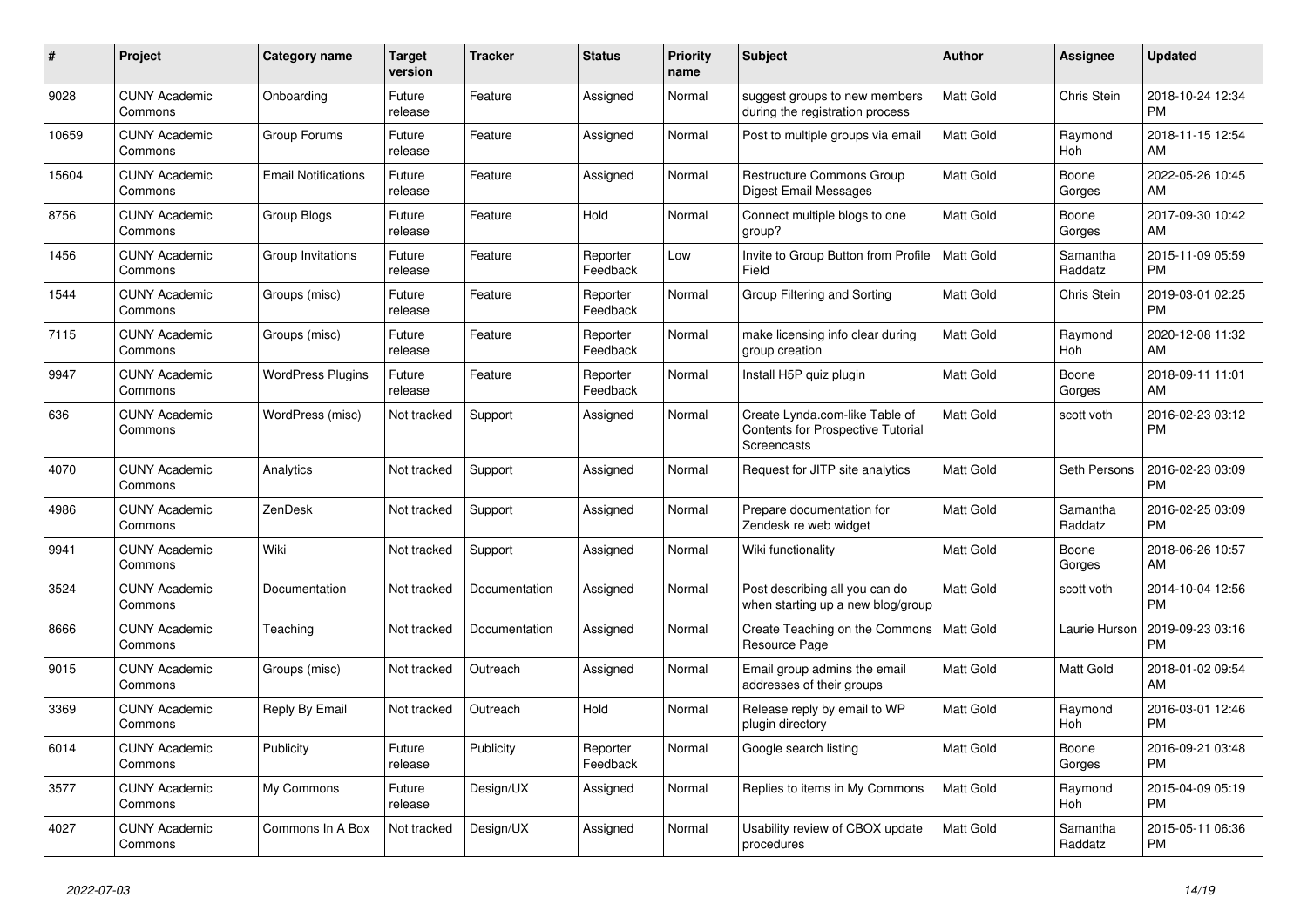| # | Project | Category name | Target version | Tracker | Status | Priority name | Subject | Author | Assignee | Updated |
|---|---|---|---|---|---|---|---|---|---|---|
| 9028 | CUNY Academic Commons | Onboarding | Future release | Feature | Assigned | Normal | suggest groups to new members during the registration process | Matt Gold | Chris Stein | 2018-10-24 12:34 PM |
| 10659 | CUNY Academic Commons | Group Forums | Future release | Feature | Assigned | Normal | Post to multiple groups via email | Matt Gold | Raymond Hoh | 2018-11-15 12:54 AM |
| 15604 | CUNY Academic Commons | Email Notifications | Future release | Feature | Assigned | Normal | Restructure Commons Group Digest Email Messages | Matt Gold | Boone Gorges | 2022-05-26 10:45 AM |
| 8756 | CUNY Academic Commons | Group Blogs | Future release | Feature | Hold | Normal | Connect multiple blogs to one group? | Matt Gold | Boone Gorges | 2017-09-30 10:42 AM |
| 1456 | CUNY Academic Commons | Group Invitations | Future release | Feature | Reporter Feedback | Low | Invite to Group Button from Profile Field | Matt Gold | Samantha Raddatz | 2015-11-09 05:59 PM |
| 1544 | CUNY Academic Commons | Groups (misc) | Future release | Feature | Reporter Feedback | Normal | Group Filtering and Sorting | Matt Gold | Chris Stein | 2019-03-01 02:25 PM |
| 7115 | CUNY Academic Commons | Groups (misc) | Future release | Feature | Reporter Feedback | Normal | make licensing info clear during group creation | Matt Gold | Raymond Hoh | 2020-12-08 11:32 AM |
| 9947 | CUNY Academic Commons | WordPress Plugins | Future release | Feature | Reporter Feedback | Normal | Install H5P quiz plugin | Matt Gold | Boone Gorges | 2018-09-11 11:01 AM |
| 636 | CUNY Academic Commons | WordPress (misc) | Not tracked | Support | Assigned | Normal | Create Lynda.com-like Table of Contents for Prospective Tutorial Screencasts | Matt Gold | scott voth | 2016-02-23 03:12 PM |
| 4070 | CUNY Academic Commons | Analytics | Not tracked | Support | Assigned | Normal | Request for JITP site analytics | Matt Gold | Seth Persons | 2016-02-23 03:09 PM |
| 4986 | CUNY Academic Commons | ZenDesk | Not tracked | Support | Assigned | Normal | Prepare documentation for Zendesk re web widget | Matt Gold | Samantha Raddatz | 2016-02-25 03:09 PM |
| 9941 | CUNY Academic Commons | Wiki | Not tracked | Support | Assigned | Normal | Wiki functionality | Matt Gold | Boone Gorges | 2018-06-26 10:57 AM |
| 3524 | CUNY Academic Commons | Documentation | Not tracked | Documentation | Assigned | Normal | Post describing all you can do when starting up a new blog/group | Matt Gold | scott voth | 2014-10-04 12:56 PM |
| 8666 | CUNY Academic Commons | Teaching | Not tracked | Documentation | Assigned | Normal | Create Teaching on the Commons Resource Page | Matt Gold | Laurie Hurson | 2019-09-23 03:16 PM |
| 9015 | CUNY Academic Commons | Groups (misc) | Not tracked | Outreach | Assigned | Normal | Email group admins the email addresses of their groups | Matt Gold | Matt Gold | 2018-01-02 09:54 AM |
| 3369 | CUNY Academic Commons | Reply By Email | Not tracked | Outreach | Hold | Normal | Release reply by email to WP plugin directory | Matt Gold | Raymond Hoh | 2016-03-01 12:46 PM |
| 6014 | CUNY Academic Commons | Publicity | Future release | Publicity | Reporter Feedback | Normal | Google search listing | Matt Gold | Boone Gorges | 2016-09-21 03:48 PM |
| 3577 | CUNY Academic Commons | My Commons | Future release | Design/UX | Assigned | Normal | Replies to items in My Commons | Matt Gold | Raymond Hoh | 2015-04-09 05:19 PM |
| 4027 | CUNY Academic Commons | Commons In A Box | Not tracked | Design/UX | Assigned | Normal | Usability review of CBOX update procedures | Matt Gold | Samantha Raddatz | 2015-05-11 06:36 PM |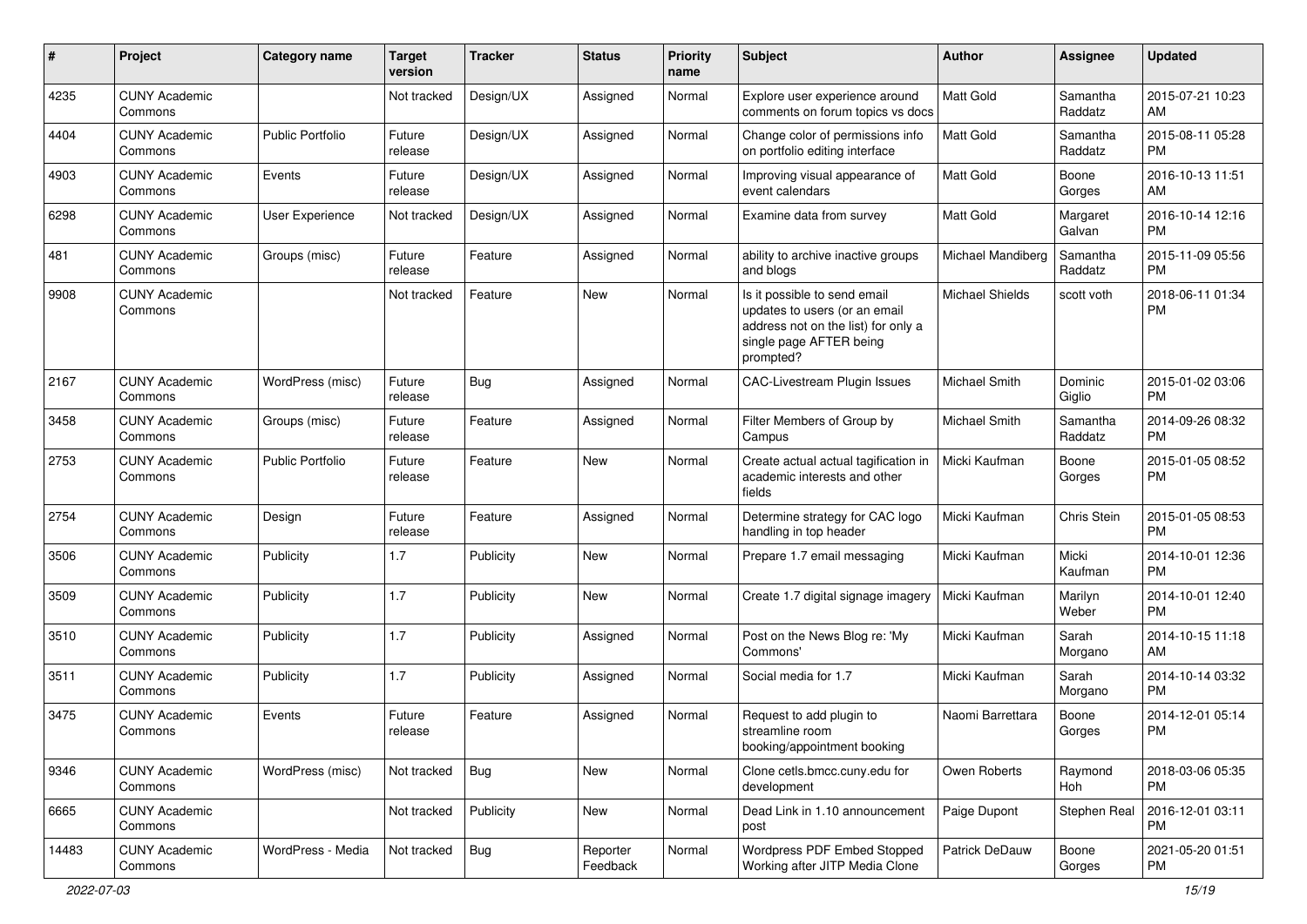| # | Project | Category name | Target version | Tracker | Status | Priority name | Subject | Author | Assignee | Updated |
|---|---|---|---|---|---|---|---|---|---|---|
| 4235 | CUNY Academic Commons | | Not tracked | Design/UX | Assigned | Normal | Explore user experience around comments on forum topics vs docs | Matt Gold | Samantha Raddatz | 2015-07-21 10:23 AM |
| 4404 | CUNY Academic Commons | Public Portfolio | Future release | Design/UX | Assigned | Normal | Change color of permissions info on portfolio editing interface | Matt Gold | Samantha Raddatz | 2015-08-11 05:28 PM |
| 4903 | CUNY Academic Commons | Events | Future release | Design/UX | Assigned | Normal | Improving visual appearance of event calendars | Matt Gold | Boone Gorges | 2016-10-13 11:51 AM |
| 6298 | CUNY Academic Commons | User Experience | Not tracked | Design/UX | Assigned | Normal | Examine data from survey | Matt Gold | Margaret Galvan | 2016-10-14 12:16 PM |
| 481 | CUNY Academic Commons | Groups (misc) | Future release | Feature | Assigned | Normal | ability to archive inactive groups and blogs | Michael Mandiberg | Samantha Raddatz | 2015-11-09 05:56 PM |
| 9908 | CUNY Academic Commons | | Not tracked | Feature | New | Normal | Is it possible to send email updates to users (or an email address not on the list) for only a single page AFTER being prompted? | Michael Shields | scott voth | 2018-06-11 01:34 PM |
| 2167 | CUNY Academic Commons | WordPress (misc) | Future release | Bug | Assigned | Normal | CAC-Livestream Plugin Issues | Michael Smith | Dominic Giglio | 2015-01-02 03:06 PM |
| 3458 | CUNY Academic Commons | Groups (misc) | Future release | Feature | Assigned | Normal | Filter Members of Group by Campus | Michael Smith | Samantha Raddatz | 2014-09-26 08:32 PM |
| 2753 | CUNY Academic Commons | Public Portfolio | Future release | Feature | New | Normal | Create actual actual tagification in academic interests and other fields | Micki Kaufman | Boone Gorges | 2015-01-05 08:52 PM |
| 2754 | CUNY Academic Commons | Design | Future release | Feature | Assigned | Normal | Determine strategy for CAC logo handling in top header | Micki Kaufman | Chris Stein | 2015-01-05 08:53 PM |
| 3506 | CUNY Academic Commons | Publicity | 1.7 | Publicity | New | Normal | Prepare 1.7 email messaging | Micki Kaufman | Micki Kaufman | 2014-10-01 12:36 PM |
| 3509 | CUNY Academic Commons | Publicity | 1.7 | Publicity | New | Normal | Create 1.7 digital signage imagery | Micki Kaufman | Marilyn Weber | 2014-10-01 12:40 PM |
| 3510 | CUNY Academic Commons | Publicity | 1.7 | Publicity | Assigned | Normal | Post on the News Blog re: 'My Commons' | Micki Kaufman | Sarah Morgano | 2014-10-15 11:18 AM |
| 3511 | CUNY Academic Commons | Publicity | 1.7 | Publicity | Assigned | Normal | Social media for 1.7 | Micki Kaufman | Sarah Morgano | 2014-10-14 03:32 PM |
| 3475 | CUNY Academic Commons | Events | Future release | Feature | Assigned | Normal | Request to add plugin to streamline room booking/appointment booking | Naomi Barrettara | Boone Gorges | 2014-12-01 05:14 PM |
| 9346 | CUNY Academic Commons | WordPress (misc) | Not tracked | Bug | New | Normal | Clone cetls.bmcc.cuny.edu for development | Owen Roberts | Raymond Hoh | 2018-03-06 05:35 PM |
| 6665 | CUNY Academic Commons | | Not tracked | Publicity | New | Normal | Dead Link in 1.10 announcement post | Paige Dupont | Stephen Real | 2016-12-01 03:11 PM |
| 14483 | CUNY Academic Commons | WordPress - Media | Not tracked | Bug | Reporter Feedback | Normal | Wordpress PDF Embed Stopped Working after JITP Media Clone | Patrick DeDauw | Boone Gorges | 2021-05-20 01:51 PM |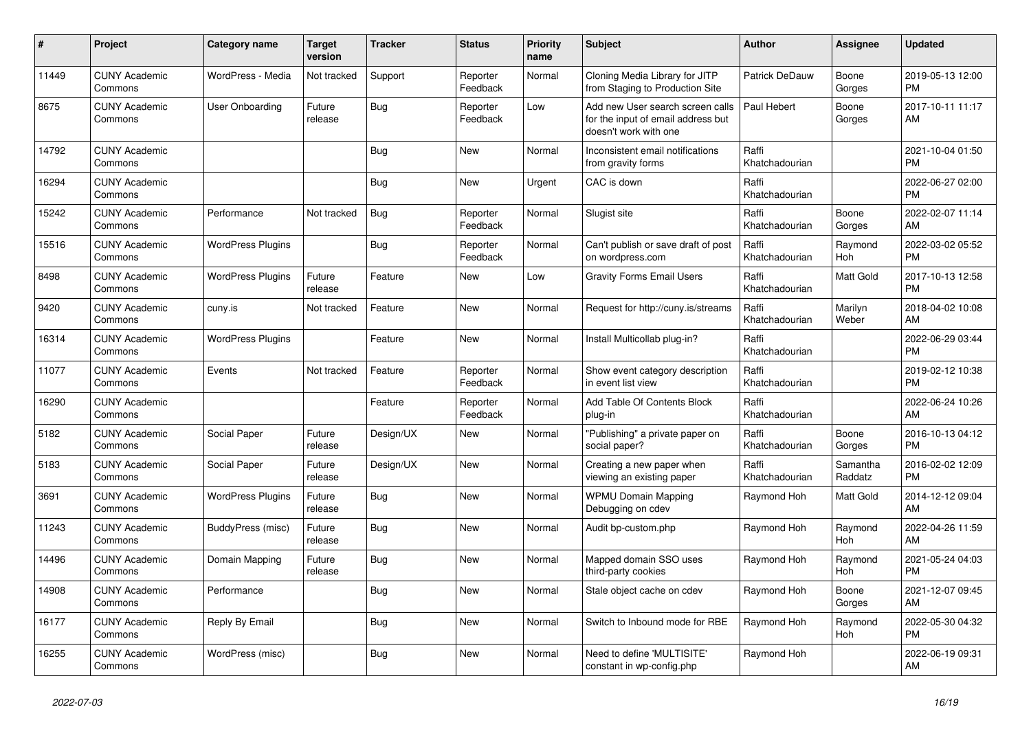| # | Project | Category name | Target version | Tracker | Status | Priority name | Subject | Author | Assignee | Updated |
|---|---|---|---|---|---|---|---|---|---|---|
| 11449 | CUNY Academic Commons | WordPress - Media | Not tracked | Support | Reporter Feedback | Normal | Cloning Media Library for JITP from Staging to Production Site | Patrick DeDauw | Boone Gorges | 2019-05-13 12:00 PM |
| 8675 | CUNY Academic Commons | User Onboarding | Future release | Bug | Reporter Feedback | Low | Add new User search screen calls for the input of email address but doesn't work with one | Paul Hebert | Boone Gorges | 2017-10-11 11:17 AM |
| 14792 | CUNY Academic Commons | | | Bug | New | Normal | Inconsistent email notifications from gravity forms | Raffi Khatchadourian | | 2021-10-04 01:50 PM |
| 16294 | CUNY Academic Commons | | | Bug | New | Urgent | CAC is down | Raffi Khatchadourian | | 2022-06-27 02:00 PM |
| 15242 | CUNY Academic Commons | Performance | Not tracked | Bug | Reporter Feedback | Normal | Slugist site | Raffi Khatchadourian | Boone Gorges | 2022-02-07 11:14 AM |
| 15516 | CUNY Academic Commons | WordPress Plugins | | Bug | Reporter Feedback | Normal | Can't publish or save draft of post on wordpress.com | Raffi Khatchadourian | Raymond Hoh | 2022-03-02 05:52 PM |
| 8498 | CUNY Academic Commons | WordPress Plugins | Future release | Feature | New | Low | Gravity Forms Email Users | Raffi Khatchadourian | Matt Gold | 2017-10-13 12:58 PM |
| 9420 | CUNY Academic Commons | cuny.is | Not tracked | Feature | New | Normal | Request for http://cuny.is/streams | Raffi Khatchadourian | Marilyn Weber | 2018-04-02 10:08 AM |
| 16314 | CUNY Academic Commons | WordPress Plugins | | Feature | New | Normal | Install Multicollab plug-in? | Raffi Khatchadourian | | 2022-06-29 03:44 PM |
| 11077 | CUNY Academic Commons | Events | Not tracked | Feature | Reporter Feedback | Normal | Show event category description in event list view | Raffi Khatchadourian | | 2019-02-12 10:38 PM |
| 16290 | CUNY Academic Commons | | | Feature | Reporter Feedback | Normal | Add Table Of Contents Block plug-in | Raffi Khatchadourian | | 2022-06-24 10:26 AM |
| 5182 | CUNY Academic Commons | Social Paper | Future release | Design/UX | New | Normal | "Publishing" a private paper on social paper? | Raffi Khatchadourian | Boone Gorges | 2016-10-13 04:12 PM |
| 5183 | CUNY Academic Commons | Social Paper | Future release | Design/UX | New | Normal | Creating a new paper when viewing an existing paper | Raffi Khatchadourian | Samantha Raddatz | 2016-02-02 12:09 PM |
| 3691 | CUNY Academic Commons | WordPress Plugins | Future release | Bug | New | Normal | WPMU Domain Mapping Debugging on cdev | Raymond Hoh | Matt Gold | 2014-12-12 09:04 AM |
| 11243 | CUNY Academic Commons | BuddyPress (misc) | Future release | Bug | New | Normal | Audit bp-custom.php | Raymond Hoh | Raymond Hoh | 2022-04-26 11:59 AM |
| 14496 | CUNY Academic Commons | Domain Mapping | Future release | Bug | New | Normal | Mapped domain SSO uses third-party cookies | Raymond Hoh | Raymond Hoh | 2021-05-24 04:03 PM |
| 14908 | CUNY Academic Commons | Performance | | Bug | New | Normal | Stale object cache on cdev | Raymond Hoh | Boone Gorges | 2021-12-07 09:45 AM |
| 16177 | CUNY Academic Commons | Reply By Email | | Bug | New | Normal | Switch to Inbound mode for RBE | Raymond Hoh | Raymond Hoh | 2022-05-30 04:32 PM |
| 16255 | CUNY Academic Commons | WordPress (misc) | | Bug | New | Normal | Need to define 'MULTISITE' constant in wp-config.php | Raymond Hoh | | 2022-06-19 09:31 AM |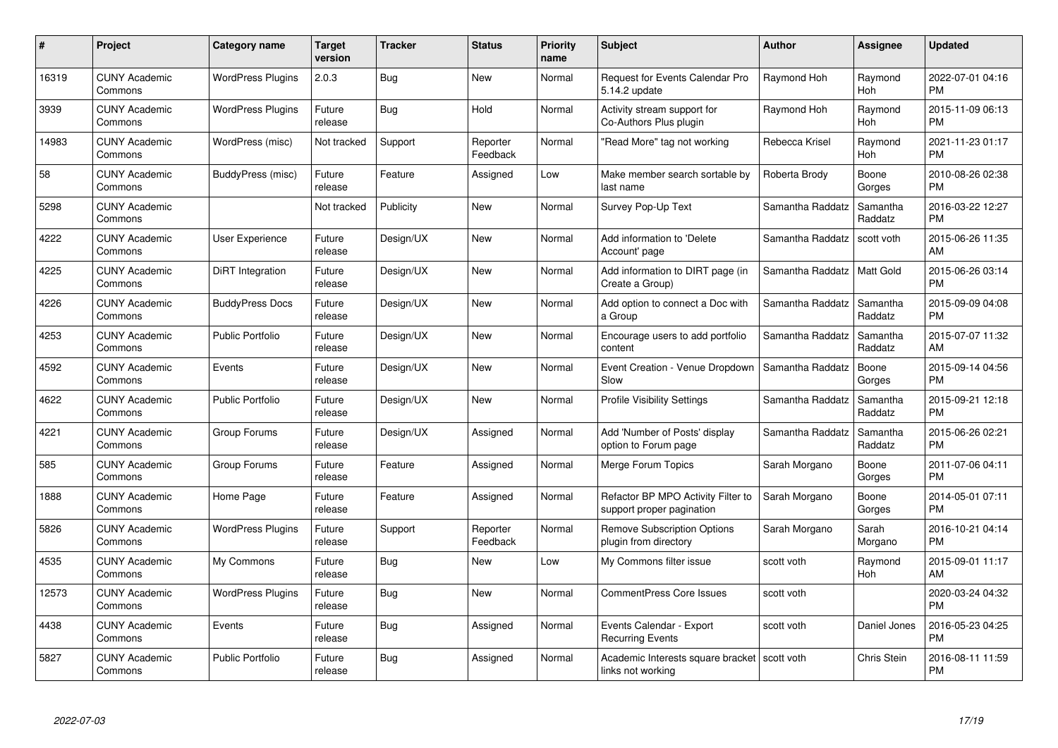| # | Project | Category name | Target version | Tracker | Status | Priority name | Subject | Author | Assignee | Updated |
|---|---|---|---|---|---|---|---|---|---|---|
| 16319 | CUNY Academic Commons | WordPress Plugins | 2.0.3 | Bug | New | Normal | Request for Events Calendar Pro 5.14.2 update | Raymond Hoh | Raymond Hoh | 2022-07-01 04:16 PM |
| 3939 | CUNY Academic Commons | WordPress Plugins | Future release | Bug | Hold | Normal | Activity stream support for Co-Authors Plus plugin | Raymond Hoh | Raymond Hoh | 2015-11-09 06:13 PM |
| 14983 | CUNY Academic Commons | WordPress (misc) | Not tracked | Support | Reporter Feedback | Normal | "Read More" tag not working | Rebecca Krisel | Raymond Hoh | 2021-11-23 01:17 PM |
| 58 | CUNY Academic Commons | BuddyPress (misc) | Future release | Feature | Assigned | Low | Make member search sortable by last name | Roberta Brody | Boone Gorges | 2010-08-26 02:38 PM |
| 5298 | CUNY Academic Commons | | Not tracked | Publicity | New | Normal | Survey Pop-Up Text | Samantha Raddatz | Samantha Raddatz | 2016-03-22 12:27 PM |
| 4222 | CUNY Academic Commons | User Experience | Future release | Design/UX | New | Normal | Add information to 'Delete Account' page | Samantha Raddatz | scott voth | 2015-06-26 11:35 AM |
| 4225 | CUNY Academic Commons | DiRT Integration | Future release | Design/UX | New | Normal | Add information to DIRT page (in Create a Group) | Samantha Raddatz | Matt Gold | 2015-06-26 03:14 PM |
| 4226 | CUNY Academic Commons | BuddyPress Docs | Future release | Design/UX | New | Normal | Add option to connect a Doc with a Group | Samantha Raddatz | Samantha Raddatz | 2015-09-09 04:08 PM |
| 4253 | CUNY Academic Commons | Public Portfolio | Future release | Design/UX | New | Normal | Encourage users to add portfolio content | Samantha Raddatz | Samantha Raddatz | 2015-07-07 11:32 AM |
| 4592 | CUNY Academic Commons | Events | Future release | Design/UX | New | Normal | Event Creation - Venue Dropdown Slow | Samantha Raddatz | Boone Gorges | 2015-09-14 04:56 PM |
| 4622 | CUNY Academic Commons | Public Portfolio | Future release | Design/UX | New | Normal | Profile Visibility Settings | Samantha Raddatz | Samantha Raddatz | 2015-09-21 12:18 PM |
| 4221 | CUNY Academic Commons | Group Forums | Future release | Design/UX | Assigned | Normal | Add 'Number of Posts' display option to Forum page | Samantha Raddatz | Samantha Raddatz | 2015-06-26 02:21 PM |
| 585 | CUNY Academic Commons | Group Forums | Future release | Feature | Assigned | Normal | Merge Forum Topics | Sarah Morgano | Boone Gorges | 2011-07-06 04:11 PM |
| 1888 | CUNY Academic Commons | Home Page | Future release | Feature | Assigned | Normal | Refactor BP MPO Activity Filter to support proper pagination | Sarah Morgano | Boone Gorges | 2014-05-01 07:11 PM |
| 5826 | CUNY Academic Commons | WordPress Plugins | Future release | Support | Reporter Feedback | Normal | Remove Subscription Options plugin from directory | Sarah Morgano | Sarah Morgano | 2016-10-21 04:14 PM |
| 4535 | CUNY Academic Commons | My Commons | Future release | Bug | New | Low | My Commons filter issue | scott voth | Raymond Hoh | 2015-09-01 11:17 AM |
| 12573 | CUNY Academic Commons | WordPress Plugins | Future release | Bug | New | Normal | CommentPress Core Issues | scott voth | | 2020-03-24 04:32 PM |
| 4438 | CUNY Academic Commons | Events | Future release | Bug | Assigned | Normal | Events Calendar - Export Recurring Events | scott voth | Daniel Jones | 2016-05-23 04:25 PM |
| 5827 | CUNY Academic Commons | Public Portfolio | Future release | Bug | Assigned | Normal | Academic Interests square bracket links not working | scott voth | Chris Stein | 2016-08-11 11:59 PM |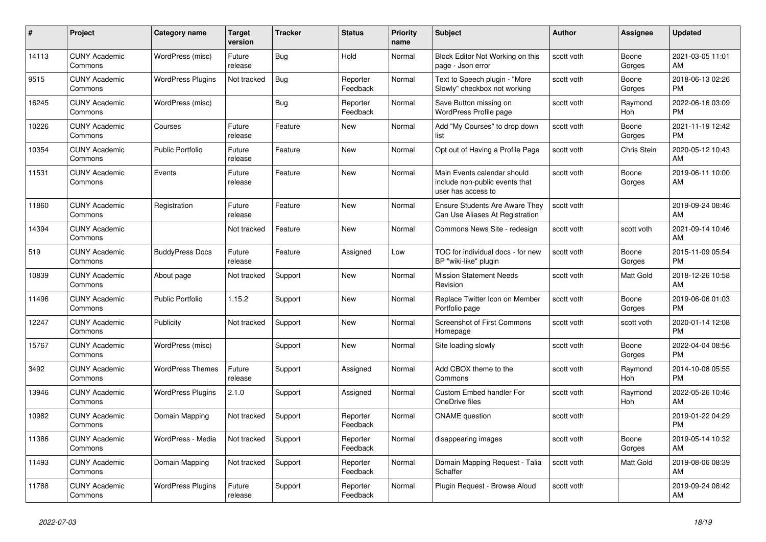| # | Project | Category name | Target version | Tracker | Status | Priority name | Subject | Author | Assignee | Updated |
|---|---|---|---|---|---|---|---|---|---|---|
| 14113 | CUNY Academic Commons | WordPress (misc) | Future release | Bug | Hold | Normal | Block Editor Not Working on this page - Json error | scott voth | Boone Gorges | 2021-03-05 11:01 AM |
| 9515 | CUNY Academic Commons | WordPress Plugins | Not tracked | Bug | Reporter Feedback | Normal | Text to Speech plugin - "More Slowly" checkbox not working | scott voth | Boone Gorges | 2018-06-13 02:26 PM |
| 16245 | CUNY Academic Commons | WordPress (misc) | | Bug | Reporter Feedback | Normal | Save Button missing on WordPress Profile page | scott voth | Raymond Hoh | 2022-06-16 03:09 PM |
| 10226 | CUNY Academic Commons | Courses | Future release | Feature | New | Normal | Add "My Courses" to drop down list | scott voth | Boone Gorges | 2021-11-19 12:42 PM |
| 10354 | CUNY Academic Commons | Public Portfolio | Future release | Feature | New | Normal | Opt out of Having a Profile Page | scott voth | Chris Stein | 2020-05-12 10:43 AM |
| 11531 | CUNY Academic Commons | Events | Future release | Feature | New | Normal | Main Events calendar should include non-public events that user has access to | scott voth | Boone Gorges | 2019-06-11 10:00 AM |
| 11860 | CUNY Academic Commons | Registration | Future release | Feature | New | Normal | Ensure Students Are Aware They Can Use Aliases At Registration | scott voth | | 2019-09-24 08:46 AM |
| 14394 | CUNY Academic Commons | | Not tracked | Feature | New | Normal | Commons News Site - redesign | scott voth | scott voth | 2021-09-14 10:46 AM |
| 519 | CUNY Academic Commons | BuddyPress Docs | Future release | Feature | Assigned | Low | TOC for individual docs - for new BP "wiki-like" plugin | scott voth | Boone Gorges | 2015-11-09 05:54 PM |
| 10839 | CUNY Academic Commons | About page | Not tracked | Support | New | Normal | Mission Statement Needs Revision | scott voth | Matt Gold | 2018-12-26 10:58 AM |
| 11496 | CUNY Academic Commons | Public Portfolio | 1.15.2 | Support | New | Normal | Replace Twitter Icon on Member Portfolio page | scott voth | Boone Gorges | 2019-06-06 01:03 PM |
| 12247 | CUNY Academic Commons | Publicity | Not tracked | Support | New | Normal | Screenshot of First Commons Homepage | scott voth | scott voth | 2020-01-14 12:08 PM |
| 15767 | CUNY Academic Commons | WordPress (misc) | | Support | New | Normal | Site loading slowly | scott voth | Boone Gorges | 2022-04-04 08:56 PM |
| 3492 | CUNY Academic Commons | WordPress Themes | Future release | Support | Assigned | Normal | Add CBOX theme to the Commons | scott voth | Raymond Hoh | 2014-10-08 05:55 PM |
| 13946 | CUNY Academic Commons | WordPress Plugins | 2.1.0 | Support | Assigned | Normal | Custom Embed handler For OneDrive files | scott voth | Raymond Hoh | 2022-05-26 10:46 AM |
| 10982 | CUNY Academic Commons | Domain Mapping | Not tracked | Support | Reporter Feedback | Normal | CNAME question | scott voth | | 2019-01-22 04:29 PM |
| 11386 | CUNY Academic Commons | WordPress - Media | Not tracked | Support | Reporter Feedback | Normal | disappearing images | scott voth | Boone Gorges | 2019-05-14 10:32 AM |
| 11493 | CUNY Academic Commons | Domain Mapping | Not tracked | Support | Reporter Feedback | Normal | Domain Mapping Request - Talia Schaffer | scott voth | Matt Gold | 2019-08-06 08:39 AM |
| 11788 | CUNY Academic Commons | WordPress Plugins | Future release | Support | Reporter Feedback | Normal | Plugin Request - Browse Aloud | scott voth | | 2019-09-24 08:42 AM |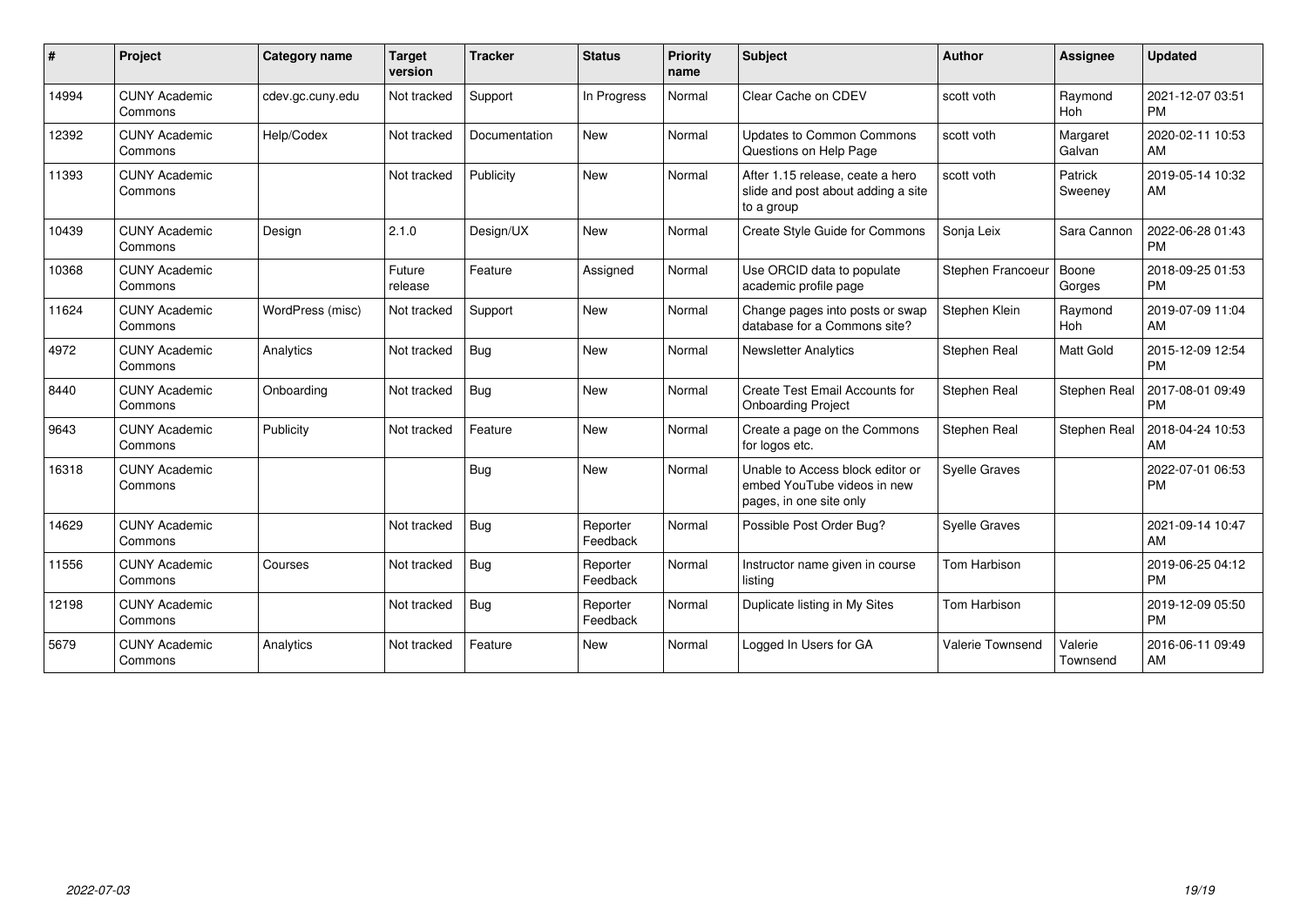| # | Project | Category name | Target version | Tracker | Status | Priority name | Subject | Author | Assignee | Updated |
|---|---|---|---|---|---|---|---|---|---|---|
| 14994 | CUNY Academic Commons | cdev.gc.cuny.edu | Not tracked | Support | In Progress | Normal | Clear Cache on CDEV | scott voth | Raymond Hoh | 2021-12-07 03:51 PM |
| 12392 | CUNY Academic Commons | Help/Codex | Not tracked | Documentation | New | Normal | Updates to Common Commons Questions on Help Page | scott voth | Margaret Galvan | 2020-02-11 10:53 AM |
| 11393 | CUNY Academic Commons | | Not tracked | Publicity | New | Normal | After 1.15 release, ceate a hero slide and post about adding a site to a group | scott voth | Patrick Sweeney | 2019-05-14 10:32 AM |
| 10439 | CUNY Academic Commons | Design | 2.1.0 | Design/UX | New | Normal | Create Style Guide for Commons | Sonja Leix | Sara Cannon | 2022-06-28 01:43 PM |
| 10368 | CUNY Academic Commons | | Future release | Feature | Assigned | Normal | Use ORCID data to populate academic profile page | Stephen Francoeur | Boone Gorges | 2018-09-25 01:53 PM |
| 11624 | CUNY Academic Commons | WordPress (misc) | Not tracked | Support | New | Normal | Change pages into posts or swap database for a Commons site? | Stephen Klein | Raymond Hoh | 2019-07-09 11:04 AM |
| 4972 | CUNY Academic Commons | Analytics | Not tracked | Bug | New | Normal | Newsletter Analytics | Stephen Real | Matt Gold | 2015-12-09 12:54 PM |
| 8440 | CUNY Academic Commons | Onboarding | Not tracked | Bug | New | Normal | Create Test Email Accounts for Onboarding Project | Stephen Real | Stephen Real | 2017-08-01 09:49 PM |
| 9643 | CUNY Academic Commons | Publicity | Not tracked | Feature | New | Normal | Create a page on the Commons for logos etc. | Stephen Real | Stephen Real | 2018-04-24 10:53 AM |
| 16318 | CUNY Academic Commons | | | Bug | New | Normal | Unable to Access block editor or embed YouTube videos in new pages, in one site only | Syelle Graves | | 2022-07-01 06:53 PM |
| 14629 | CUNY Academic Commons | | Not tracked | Bug | Reporter Feedback | Normal | Possible Post Order Bug? | Syelle Graves | | 2021-09-14 10:47 AM |
| 11556 | CUNY Academic Commons | Courses | Not tracked | Bug | Reporter Feedback | Normal | Instructor name given in course listing | Tom Harbison | | 2019-06-25 04:12 PM |
| 12198 | CUNY Academic Commons | | Not tracked | Bug | Reporter Feedback | Normal | Duplicate listing in My Sites | Tom Harbison | | 2019-12-09 05:50 PM |
| 5679 | CUNY Academic Commons | Analytics | Not tracked | Feature | New | Normal | Logged In Users for GA | Valerie Townsend | Valerie Townsend | 2016-06-11 09:49 AM |